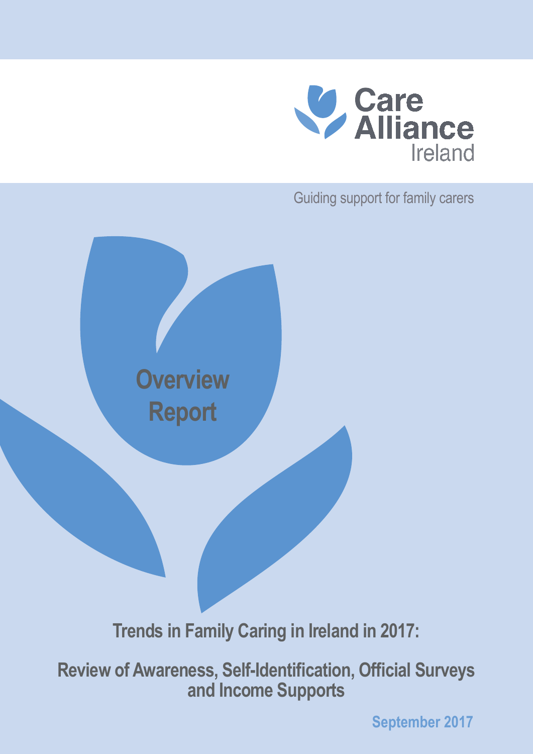Care Alliance Ireland

Guiding support for family carers

# Overview Report

## Trends in Family Caring in Ireland in 2017:

## Review of Awareness, Self-Identification, Official Surveys and Income Supports

September 2017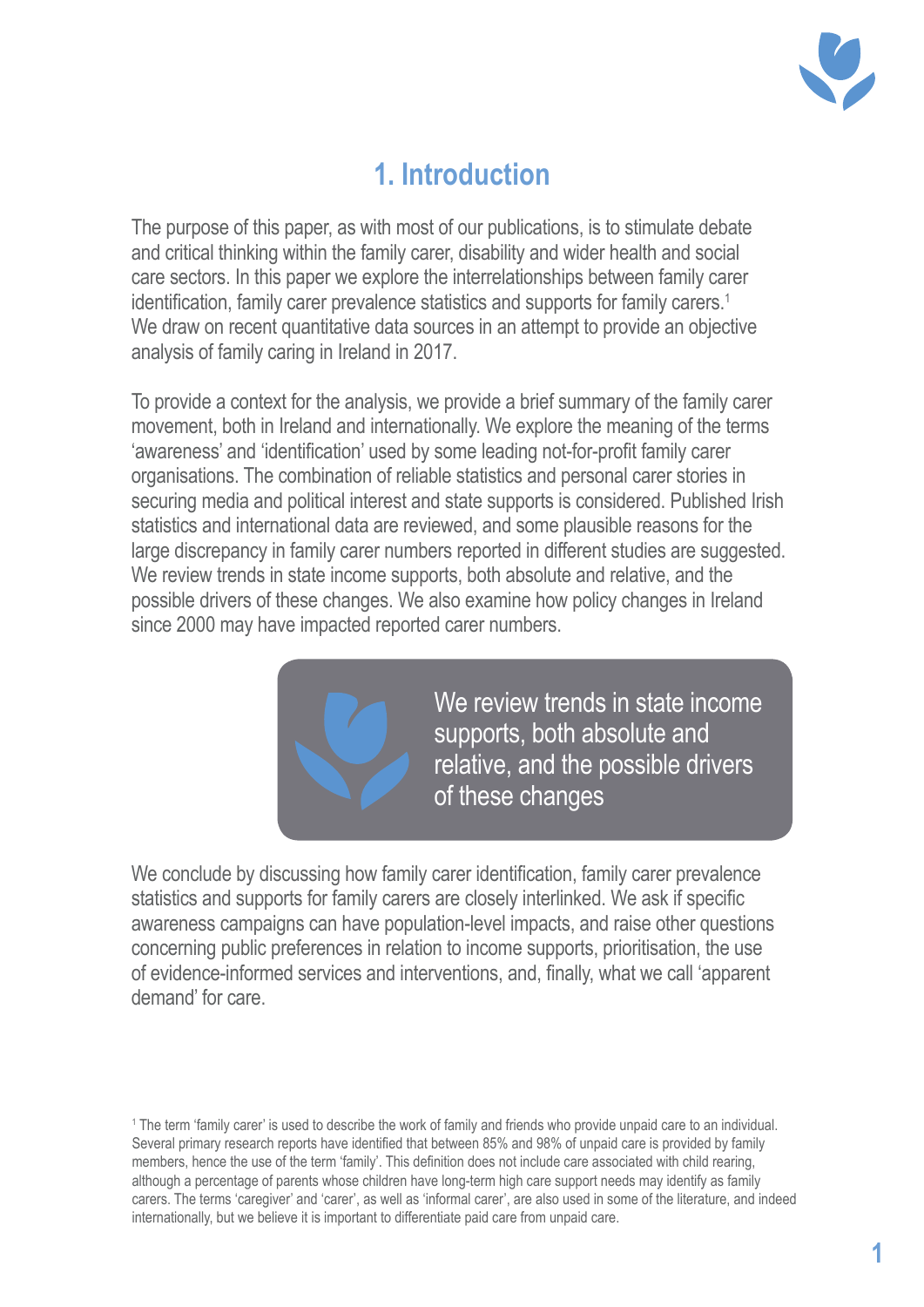# 1. Introduction

The purpose of this paper, as with most of our publications, is to stimulate debate and critical thinking within the family carer, disability and wider health and social care sectors. In this paper we explore the interrelationships between family carer identification, family carer prevalence statistics and supports for family carers.[1] We draw on recent quantitative data sources in an attempt to provide an objective analysis of family caring in Ireland in 2017.

To provide a context for the analysis, we provide a brief summary of the family carer movement, both in Ireland and internationally. We explore the meaning of the terms 'awareness' and 'identification' used by some leading not-for-profit family carer organisations. The combination of reliable statistics and personal carer stories in securing media and political interest and state supports is considered. Published Irish statistics and international data are reviewed, and some plausible reasons for the large discrepancy in family carer numbers reported in different studies are suggested. We review trends in state income supports, both absolute and relative, and the possible drivers of these changes. We also examine how policy changes in Ireland since 2000 may have impacted reported carer numbers.

> We review trends in state income supports, both absolute and relative, and the possible drivers of these changes

We conclude by discussing how family carer identification, family carer prevalence statistics and supports for family carers are closely interlinked. We ask if specific awareness campaigns can have population-level impacts, and raise other questions concerning public preferences in relation to income supports, prioritisation, the use of evidence-informed services and interventions, and, finally, what we call 'apparent demand' for care.

[1] The term 'family carer' is used to describe the work of family and friends who provide unpaid care to an individual. Several primary research reports have identified that between 85% and 98% of unpaid care is provided by family members, hence the use of the term 'family'. This definition does not include care associated with child rearing, although a percentage of parents whose children have long-term high care support needs may identify as family carers. The terms 'caregiver' and 'carer', as well as 'informal carer', are also used in some of the literature, and indeed internationally, but we believe it is important to differentiate paid care from unpaid care.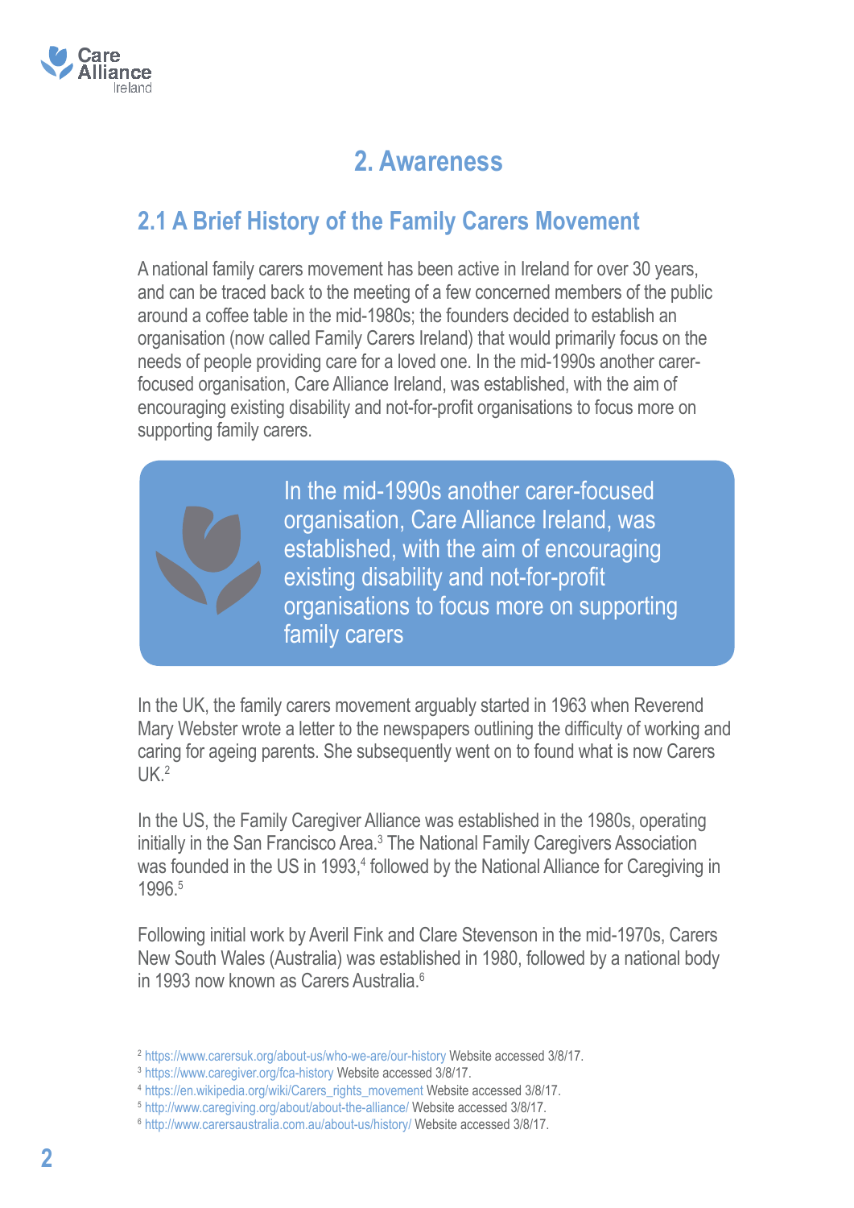# 2. Awareness

## 2.1 A Brief History of the Family Carers Movement

A national family carers movement has been active in Ireland for over 30 years, and can be traced back to the meeting of a few concerned members of the public around a coffee table in the mid-1980s; the founders decided to establish an organisation (now called Family Carers Ireland) that would primarily focus on the needs of people providing care for a loved one. In the mid-1990s another carer-focused organisation, Care Alliance Ireland, was established, with the aim of encouraging existing disability and not-for-profit organisations to focus more on supporting family carers.

> In the mid-1990s another carer-focused organisation, Care Alliance Ireland, was established, with the aim of encouraging existing disability and not-for-profit organisations to focus more on supporting family carers

In the UK, the family carers movement arguably started in 1963 when Reverend Mary Webster wrote a letter to the newspapers outlining the difficulty of working and caring for ageing parents. She subsequently went on to found what is now Carers UK.[2]

In the US, the Family Caregiver Alliance was established in the 1980s, operating initially in the San Francisco Area.[3] The National Family Caregivers Association was founded in the US in 1993,[4] followed by the National Alliance for Caregiving in 1996.[5]

Following initial work by Averil Fink and Clare Stevenson in the mid-1970s, Carers New South Wales (Australia) was established in 1980, followed by a national body in 1993 now known as Carers Australia.[6]

[2] https://www.carersuk.org/about-us/who-we-are/our-history Website accessed 3/8/17.
[3] https://www.caregiver.org/fca-history Website accessed 3/8/17.
[4] https://en.wikipedia.org/wiki/Carers_rights_movement Website accessed 3/8/17.
[5] http://www.caregiving.org/about/about-the-alliance/ Website accessed 3/8/17.
[6] http://www.carersaustralia.com.au/about-us/history/ Website accessed 3/8/17.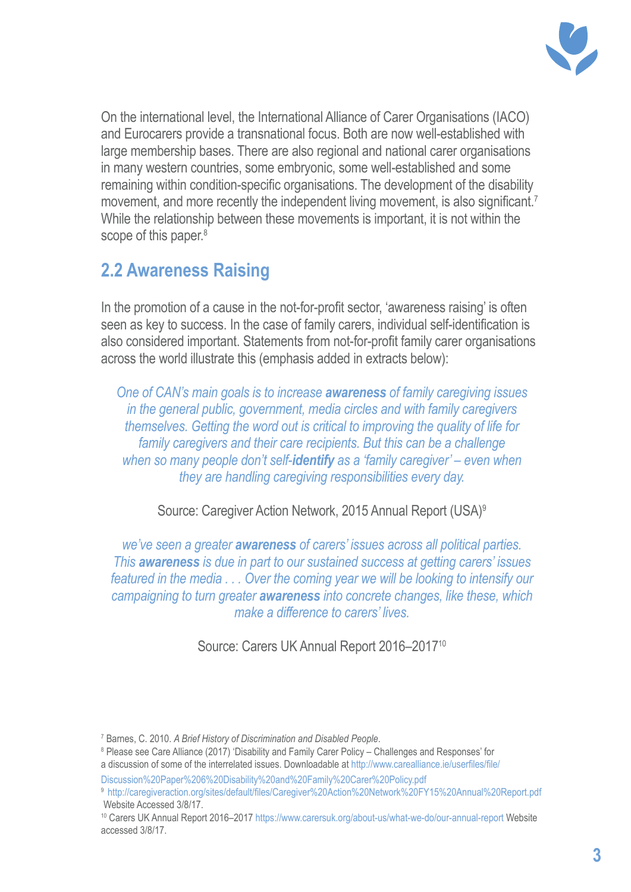On the international level, the International Alliance of Carer Organisations (IACO) and Eurocarers provide a transnational focus. Both are now well-established with large membership bases. There are also regional and national carer organisations in many western countries, some embryonic, some well-established and some remaining within condition-specific organisations. The development of the disability movement, and more recently the independent living movement, is also significant.[7] While the relationship between these movements is important, it is not within the scope of this paper.[8]

## 2.2 Awareness Raising

In the promotion of a cause in the not-for-profit sector, 'awareness raising' is often seen as key to success. In the case of family carers, individual self-identification is also considered important. Statements from not-for-profit family carer organisations across the world illustrate this (emphasis added in extracts below):

> *One of CAN's main goals is to increase **awareness** of family caregiving issues in the general public, government, media circles and with family caregivers themselves. Getting the word out is critical to improving the quality of life for family caregivers and their care recipients. But this can be a challenge when so many people don't self-**identify** as a 'family caregiver' – even when they are handling caregiving responsibilities every day.*

Source: Caregiver Action Network, 2015 Annual Report (USA)[9]

> *we've seen a greater **awareness** of carers' issues across all political parties. This **awareness** is due in part to our sustained success at getting carers' issues featured in the media . . . Over the coming year we will be looking to intensify our campaigning to turn greater **awareness** into concrete changes, like these, which make a difference to carers' lives.*

Source: Carers UK Annual Report 2016–2017[10]

---

[7] Barnes, C. 2010. *A Brief History of Discrimination and Disabled People*.

[8] Please see Care Alliance (2017) 'Disability and Family Carer Policy – Challenges and Responses' for a discussion of some of the interrelated issues. Downloadable at http://www.carealliance.ie/userfiles/file/Discussion%20Paper%206%20Disability%20and%20Family%20Carer%20Policy.pdf

[9] http://caregiveraction.org/sites/default/files/Caregiver%20Action%20Network%20FY15%20Annual%20Report.pdf Website Accessed 3/8/17.

[10] Carers UK Annual Report 2016–2017 https://www.carersuk.org/about-us/what-we-do/our-annual-report Website accessed 3/8/17.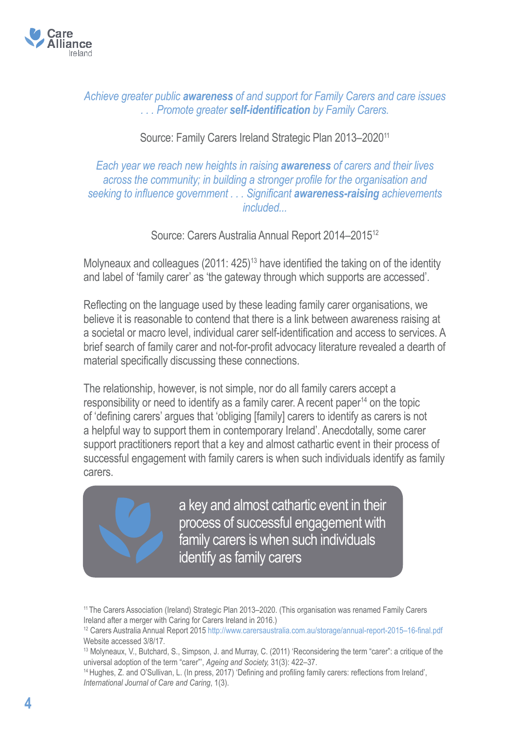*Achieve greater public **awareness** of and support for Family Carers and care issues . . . Promote greater **self-identification** by Family Carers.*

Source: Family Carers Ireland Strategic Plan 2013–2020[11]

*Each year we reach new heights in raising **awareness** of carers and their lives across the community; in building a stronger profile for the organisation and seeking to influence government . . . Significant **awareness-raising** achievements included...*

Source: Carers Australia Annual Report 2014–2015[12]

Molyneaux and colleagues (2011: 425)[13] have identified the taking on of the identity and label of 'family carer' as 'the gateway through which supports are accessed'.

Reflecting on the language used by these leading family carer organisations, we believe it is reasonable to contend that there is a link between awareness raising at a societal or macro level, individual carer self-identification and access to services. A brief search of family carer and not-for-profit advocacy literature revealed a dearth of material specifically discussing these connections.

The relationship, however, is not simple, nor do all family carers accept a responsibility or need to identify as a family carer. A recent paper[14] on the topic of 'defining carers' argues that 'obliging [family] carers to identify as carers is not a helpful way to support them in contemporary Ireland'. Anecdotally, some carer support practitioners report that a key and almost cathartic event in their process of successful engagement with family carers is when such individuals identify as family carers.

> a key and almost cathartic event in their process of successful engagement with family carers is when such individuals identify as family carers

[11] The Carers Association (Ireland) Strategic Plan 2013–2020. (This organisation was renamed Family Carers Ireland after a merger with Caring for Carers Ireland in 2016.)

[12] Carers Australia Annual Report 2015 http://www.carersaustralia.com.au/storage/annual-report-2015–16-final.pdf Website accessed 3/8/17.

[13] Molyneaux, V., Butchard, S., Simpson, J. and Murray, C. (2011) 'Reconsidering the term "carer": a critique of the universal adoption of the term "carer"', *Ageing and Society,* 31(3): 422–37.

[14] Hughes, Z. and O'Sullivan, L. (In press, 2017) 'Defining and profiling family carers: reflections from Ireland', *International Journal of Care and Caring*, 1(3).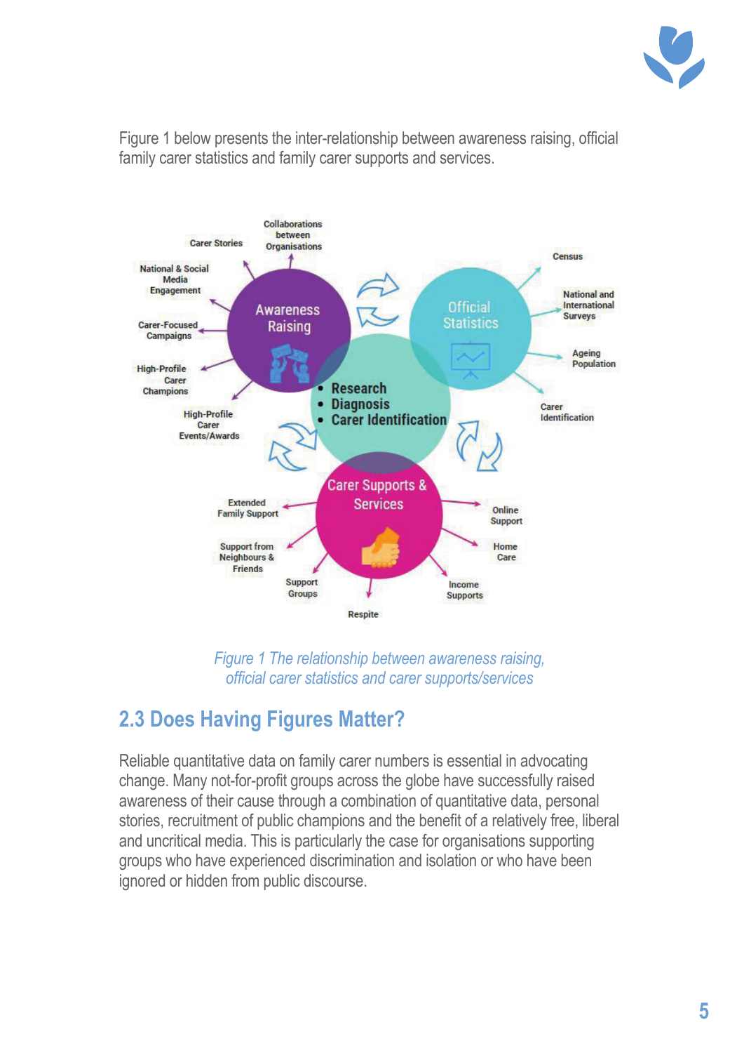Figure 1 below presents the inter-relationship between awareness raising, official family carer statistics and family carer supports and services.

Awareness Raising

- Collaborations between Organisations
- Carer Stories
- National & Social Media Engagement
- Carer-Focused Campaigns
- High-Profile Carer Champions
- High-Profile Carer Events/Awards

Official Statistics

- Census
- National and International Surveys
- Ageing Population
- Carer Identification

- Research
- Diagnosis
- Carer Identification

Carer Supports & Services

- Extended Family Support
- Support from Neighbours & Friends
- Support Groups
- Respite
- Income Supports
- Home Care
- Online Support

*Figure 1 The relationship between awareness raising, official carer statistics and carer supports/services*

## 2.3 Does Having Figures Matter?

Reliable quantitative data on family carer numbers is essential in advocating change. Many not-for-profit groups across the globe have successfully raised awareness of their cause through a combination of quantitative data, personal stories, recruitment of public champions and the benefit of a relatively free, liberal and uncritical media. This is particularly the case for organisations supporting groups who have experienced discrimination and isolation or who have been ignored or hidden from public discourse.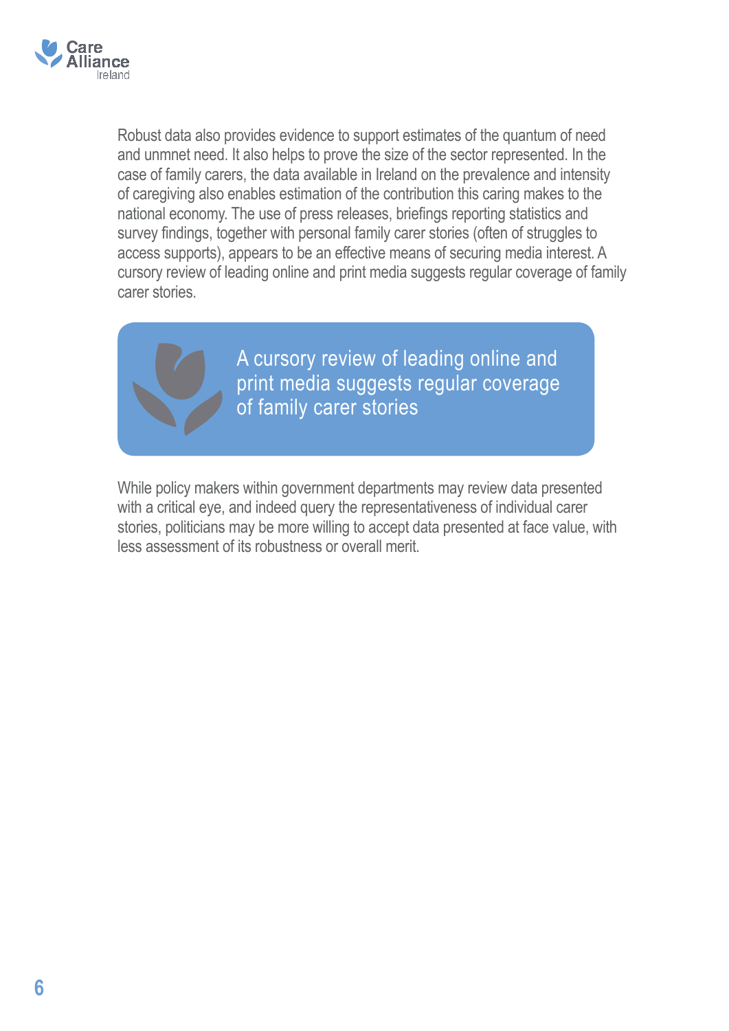Robust data also provides evidence to support estimates of the quantum of need and unmnet need. It also helps to prove the size of the sector represented. In the case of family carers, the data available in Ireland on the prevalence and intensity of caregiving also enables estimation of the contribution this caring makes to the national economy. The use of press releases, briefings reporting statistics and survey findings, together with personal family carer stories (often of struggles to access supports), appears to be an effective means of securing media interest. A cursory review of leading online and print media suggests regular coverage of family carer stories.

> A cursory review of leading online and print media suggests regular coverage of family carer stories

While policy makers within government departments may review data presented with a critical eye, and indeed query the representativeness of individual carer stories, politicians may be more willing to accept data presented at face value, with less assessment of its robustness or overall merit.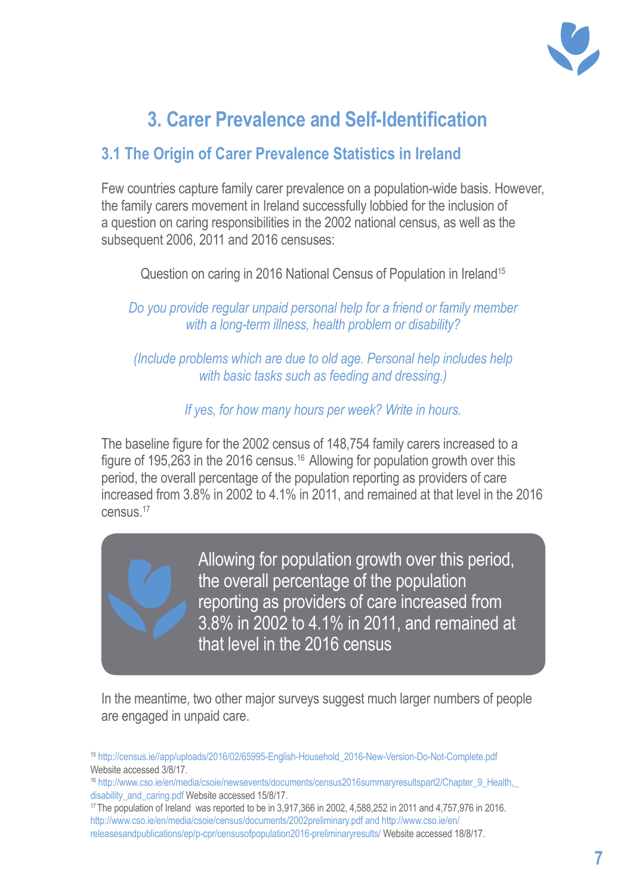# 3. Carer Prevalence and Self-Identification

## 3.1 The Origin of Carer Prevalence Statistics in Ireland

Few countries capture family carer prevalence on a population-wide basis. However, the family carers movement in Ireland successfully lobbied for the inclusion of a question on caring responsibilities in the 2002 national census, as well as the subsequent 2006, 2011 and 2016 censuses:

Question on caring in 2016 National Census of Population in Ireland[15]

*Do you provide regular unpaid personal help for a friend or family member with a long-term illness, health problem or disability?*

*(Include problems which are due to old age. Personal help includes help with basic tasks such as feeding and dressing.)*

*If yes, for how many hours per week? Write in hours.*

The baseline figure for the 2002 census of 148,754 family carers increased to a figure of 195,263 in the 2016 census.[16] Allowing for population growth over this period, the overall percentage of the population reporting as providers of care increased from 3.8% in 2002 to 4.1% in 2011, and remained at that level in the 2016 census.[17]

> Allowing for population growth over this period, the overall percentage of the population reporting as providers of care increased from 3.8% in 2002 to 4.1% in 2011, and remained at that level in the 2016 census

In the meantime, two other major surveys suggest much larger numbers of people are engaged in unpaid care.

---

[15] http://census.ie//app/uploads/2016/02/65995-English-Household_2016-New-Version-Do-Not-Complete.pdf Website accessed 3/8/17.

[16] http://www.cso.ie/en/media/csoie/newsevents/documents/census2016summaryresultspart2/Chapter_9_Health,_disability_and_caring.pdf Website accessed 15/8/17.

[17] The population of Ireland was reported to be in 3,917,366 in 2002, 4,588,252 in 2011 and 4,757,976 in 2016. http://www.cso.ie/en/media/csoie/census/documents/2002preliminary.pdf and http://www.cso.ie/en/releasesandpublications/ep/p-cpr/censusofpopulation2016-preliminaryresults/ Website accessed 18/8/17.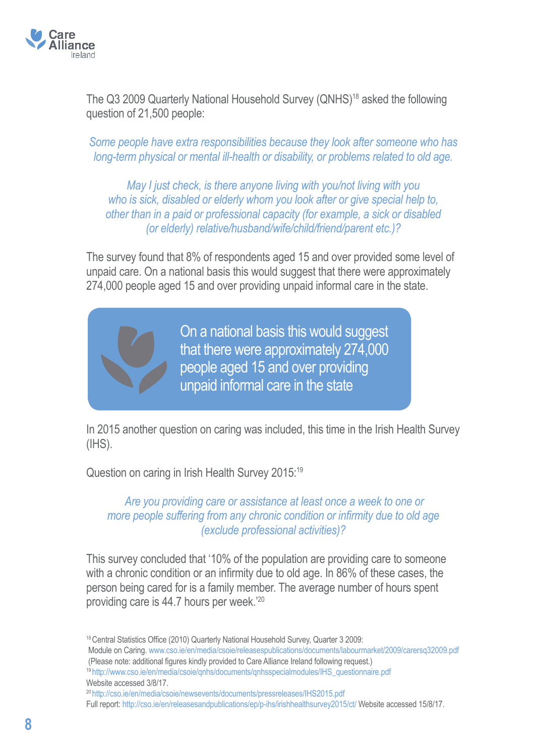The Q3 2009 Quarterly National Household Survey (QNHS)[18] asked the following question of 21,500 people:

*Some people have extra responsibilities because they look after someone who has long-term physical or mental ill-health or disability, or problems related to old age.*

*May I just check, is there anyone living with you/not living with you who is sick, disabled or elderly whom you look after or give special help to, other than in a paid or professional capacity (for example, a sick or disabled (or elderly) relative/husband/wife/child/friend/parent etc.)?*

The survey found that 8% of respondents aged 15 and over provided some level of unpaid care. On a national basis this would suggest that there were approximately 274,000 people aged 15 and over providing unpaid informal care in the state.

> On a national basis this would suggest that there were approximately 274,000 people aged 15 and over providing unpaid informal care in the state

In 2015 another question on caring was included, this time in the Irish Health Survey (IHS).

Question on caring in Irish Health Survey 2015:[19]

*Are you providing care or assistance at least once a week to one or more people suffering from any chronic condition or infirmity due to old age (exclude professional activities)?*

This survey concluded that '10% of the population are providing care to someone with a chronic condition or an infirmity due to old age. In 86% of these cases, the person being cared for is a family member. The average number of hours spent providing care is 44.7 hours per week.'[20]

---

[18] Central Statistics Office (2010) Quarterly National Household Survey, Quarter 3 2009: Module on Caring. www.cso.ie/en/media/csoie/releasespublications/documents/labourmarket/2009/carersq32009.pdf (Please note: additional figures kindly provided to Care Alliance Ireland following request.)

[19] http://www.cso.ie/en/media/csoie/qnhs/documents/qnhsspecialmodules/IHS_questionnaire.pdf Website accessed 3/8/17.

[20] http://cso.ie/en/media/csoie/newsevents/documents/pressreleases/IHS2015.pdf Full report: http://cso.ie/en/releasesandpublications/ep/p-ihs/irishhealthsurvey2015/ct/ Website accessed 15/8/17.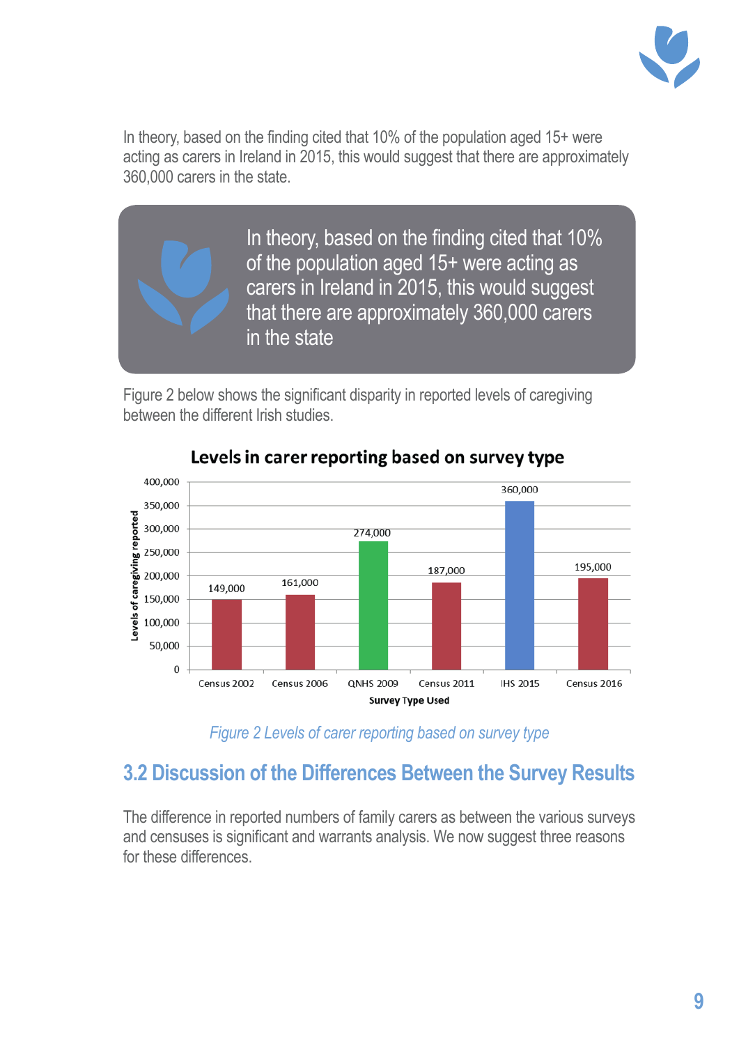In theory, based on the finding cited that 10% of the population aged 15+ were acting as carers in Ireland in 2015, this would suggest that there are approximately 360,000 carers in the state.

> In theory, based on the finding cited that 10% of the population aged 15+ were acting as carers in Ireland in 2015, this would suggest that there are approximately 360,000 carers in the state

Figure 2 below shows the significant disparity in reported levels of caregiving between the different Irish studies.

**Levels in carer reporting based on survey type**

| Survey Type Used | Levels of caregiving reported |
|---|---|
| Census 2002 | 149,000 |
| Census 2006 | 161,000 |
| QNHS 2009 | 274,000 |
| Census 2011 | 187,000 |
| IHS 2015 | 360,000 |
| Census 2016 | 195,000 |

*Figure 2 Levels of carer reporting based on survey type*

## 3.2 Discussion of the Differences Between the Survey Results

The difference in reported numbers of family carers as between the various surveys and censuses is significant and warrants analysis. We now suggest three reasons for these differences.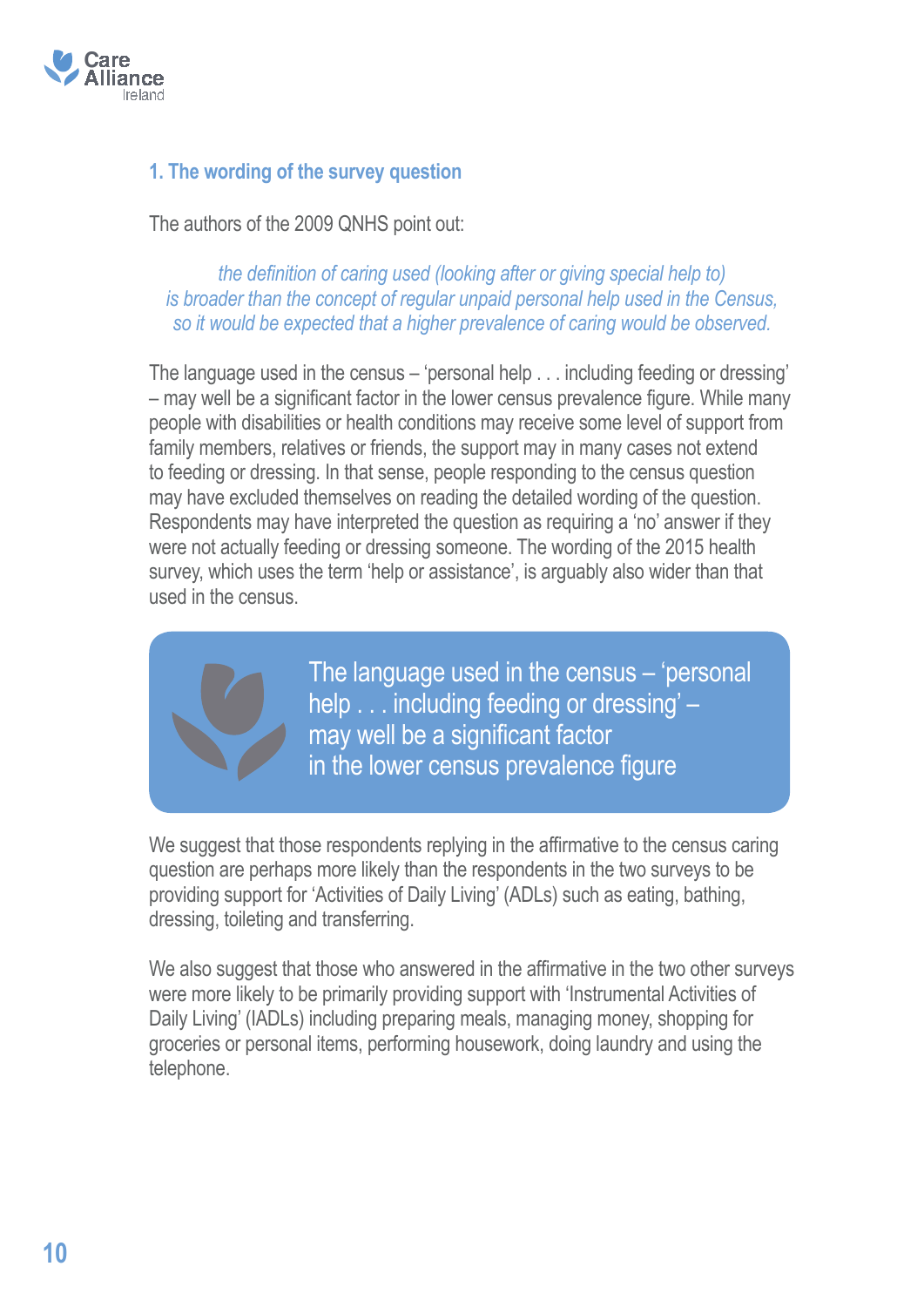### 1. The wording of the survey question

The authors of the 2009 QNHS point out:

> *the definition of caring used (looking after or giving special help to) is broader than the concept of regular unpaid personal help used in the Census, so it would be expected that a higher prevalence of caring would be observed.*

The language used in the census – 'personal help . . . including feeding or dressing' – may well be a significant factor in the lower census prevalence figure. While many people with disabilities or health conditions may receive some level of support from family members, relatives or friends, the support may in many cases not extend to feeding or dressing. In that sense, people responding to the census question may have excluded themselves on reading the detailed wording of the question. Respondents may have interpreted the question as requiring a 'no' answer if they were not actually feeding or dressing someone. The wording of the 2015 health survey, which uses the term 'help or assistance', is arguably also wider than that used in the census.

> The language used in the census – 'personal help . . . including feeding or dressing' – may well be a significant factor in the lower census prevalence figure

We suggest that those respondents replying in the affirmative to the census caring question are perhaps more likely than the respondents in the two surveys to be providing support for 'Activities of Daily Living' (ADLs) such as eating, bathing, dressing, toileting and transferring.

We also suggest that those who answered in the affirmative in the two other surveys were more likely to be primarily providing support with 'Instrumental Activities of Daily Living' (IADLs) including preparing meals, managing money, shopping for groceries or personal items, performing housework, doing laundry and using the telephone.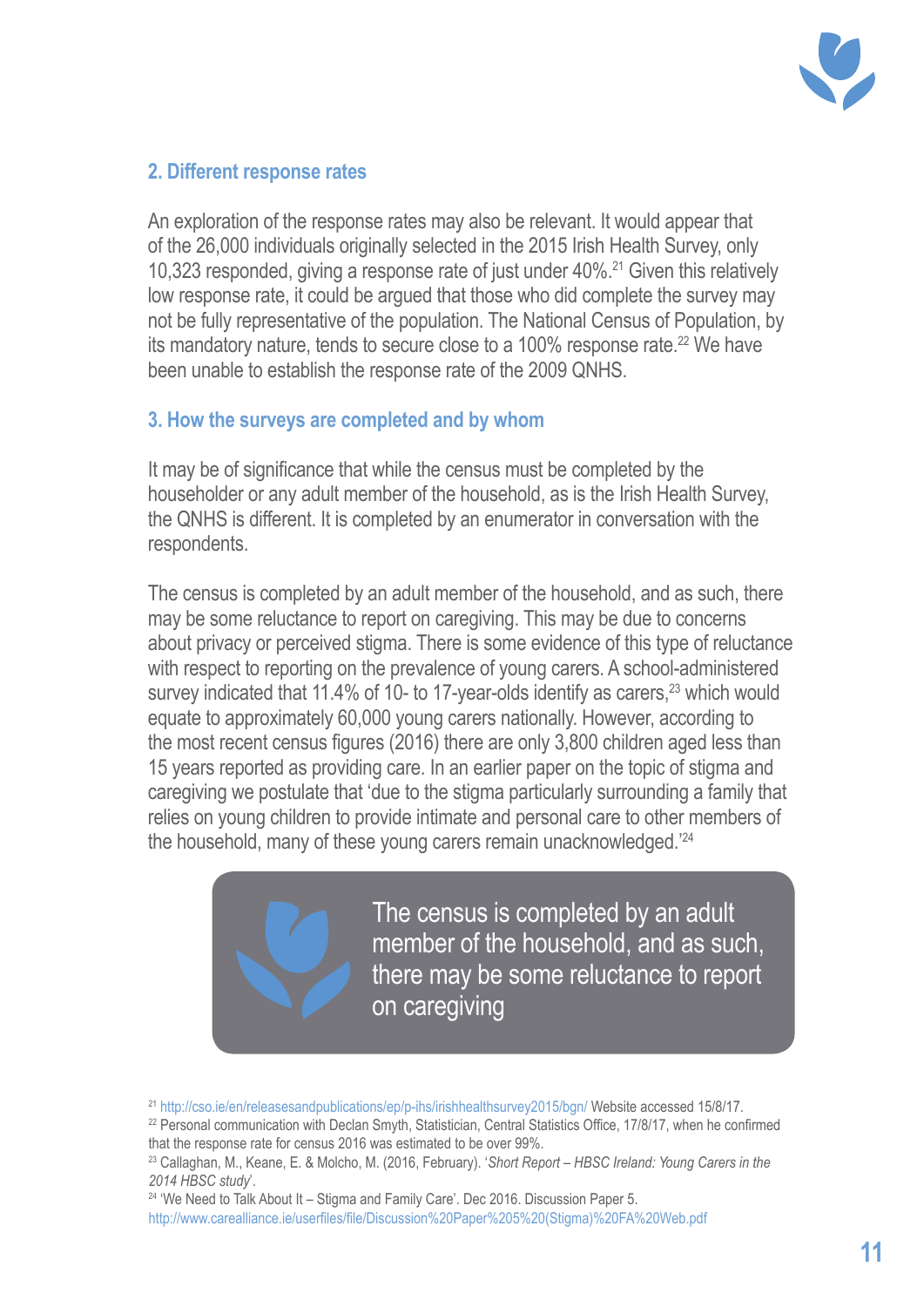## 2. Different response rates

An exploration of the response rates may also be relevant. It would appear that of the 26,000 individuals originally selected in the 2015 Irish Health Survey, only 10,323 responded, giving a response rate of just under 40%.[21] Given this relatively low response rate, it could be argued that those who did complete the survey may not be fully representative of the population. The National Census of Population, by its mandatory nature, tends to secure close to a 100% response rate.[22] We have been unable to establish the response rate of the 2009 QNHS.

## 3. How the surveys are completed and by whom

It may be of significance that while the census must be completed by the householder or any adult member of the household, as is the Irish Health Survey, the QNHS is different. It is completed by an enumerator in conversation with the respondents.

The census is completed by an adult member of the household, and as such, there may be some reluctance to report on caregiving. This may be due to concerns about privacy or perceived stigma. There is some evidence of this type of reluctance with respect to reporting on the prevalence of young carers. A school-administered survey indicated that 11.4% of 10- to 17-year-olds identify as carers,[23] which would equate to approximately 60,000 young carers nationally. However, according to the most recent census figures (2016) there are only 3,800 children aged less than 15 years reported as providing care. In an earlier paper on the topic of stigma and caregiving we postulate that 'due to the stigma particularly surrounding a family that relies on young children to provide intimate and personal care to other members of the household, many of these young carers remain unacknowledged.'[24]

> The census is completed by an adult member of the household, and as such, there may be some reluctance to report on caregiving

---

[21] http://cso.ie/en/releasesandpublications/ep/p-ihs/irishhealthsurvey2015/bgn/ Website accessed 15/8/17.

[22] Personal communication with Declan Smyth, Statistician, Central Statistics Office, 17/8/17, when he confirmed that the response rate for census 2016 was estimated to be over 99%.

[23] Callaghan, M., Keane, E. & Molcho, M. (2016, February). '*Short Report – HBSC Ireland: Young Carers in the 2014 HBSC study*'.

[24] 'We Need to Talk About It – Stigma and Family Care'. Dec 2016. Discussion Paper 5. http://www.carealliance.ie/userfiles/file/Discussion%20Paper%205%20(Stigma)%20FA%20Web.pdf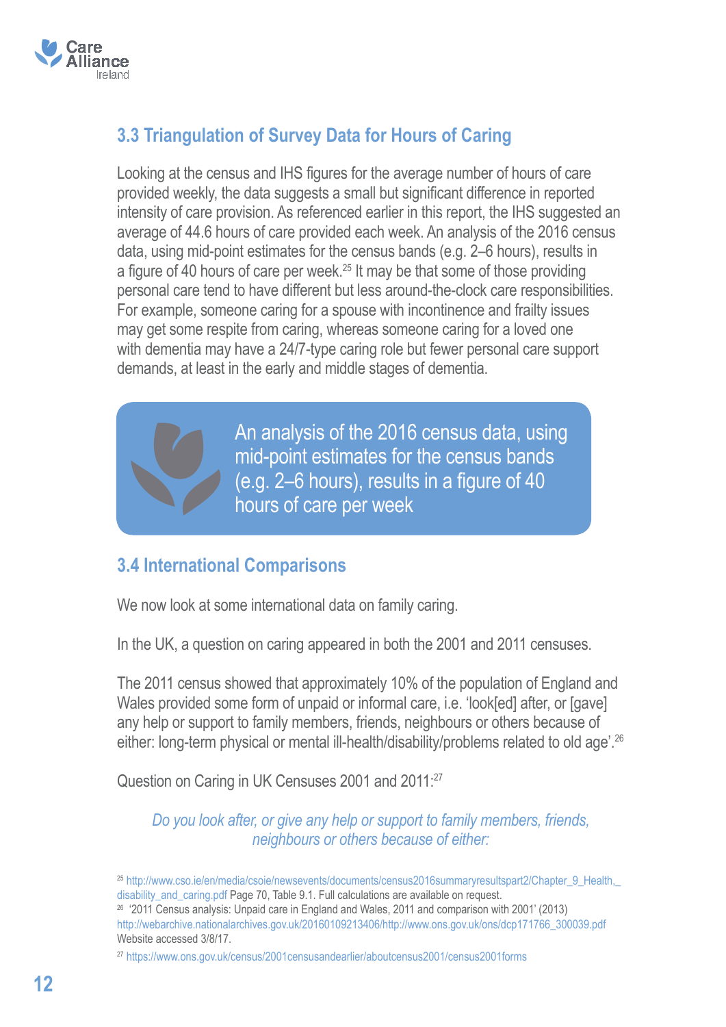### 3.3 Triangulation of Survey Data for Hours of Caring

Looking at the census and IHS figures for the average number of hours of care provided weekly, the data suggests a small but significant difference in reported intensity of care provision. As referenced earlier in this report, the IHS suggested an average of 44.6 hours of care provided each week. An analysis of the 2016 census data, using mid-point estimates for the census bands (e.g. 2–6 hours), results in a figure of 40 hours of care per week.[25] It may be that some of those providing personal care tend to have different but less around-the-clock care responsibilities. For example, someone caring for a spouse with incontinence and frailty issues may get some respite from caring, whereas someone caring for a loved one with dementia may have a 24/7-type caring role but fewer personal care support demands, at least in the early and middle stages of dementia.

> An analysis of the 2016 census data, using mid-point estimates for the census bands (e.g. 2–6 hours), results in a figure of 40 hours of care per week

### 3.4 International Comparisons

We now look at some international data on family caring.

In the UK, a question on caring appeared in both the 2001 and 2011 censuses.

The 2011 census showed that approximately 10% of the population of England and Wales provided some form of unpaid or informal care, i.e. 'look[ed] after, or [gave] any help or support to family members, friends, neighbours or others because of either: long-term physical or mental ill-health/disability/problems related to old age'.[26]

Question on Caring in UK Censuses 2001 and 2011:[27]

*Do you look after, or give any help or support to family members, friends, neighbours or others because of either:*

---

[25] http://www.cso.ie/en/media/csoie/newsevents/documents/census2016summaryresultspart2/Chapter_9_Health,_disability_and_caring.pdf Page 70, Table 9.1. Full calculations are available on request.

[26] '2011 Census analysis: Unpaid care in England and Wales, 2011 and comparison with 2001' (2013) http://webarchive.nationalarchives.gov.uk/20160109213406/http://www.ons.gov.uk/ons/dcp171766_300039.pdf Website accessed 3/8/17.

[27] https://www.ons.gov.uk/census/2001censusandearlier/aboutcensus2001/census2001forms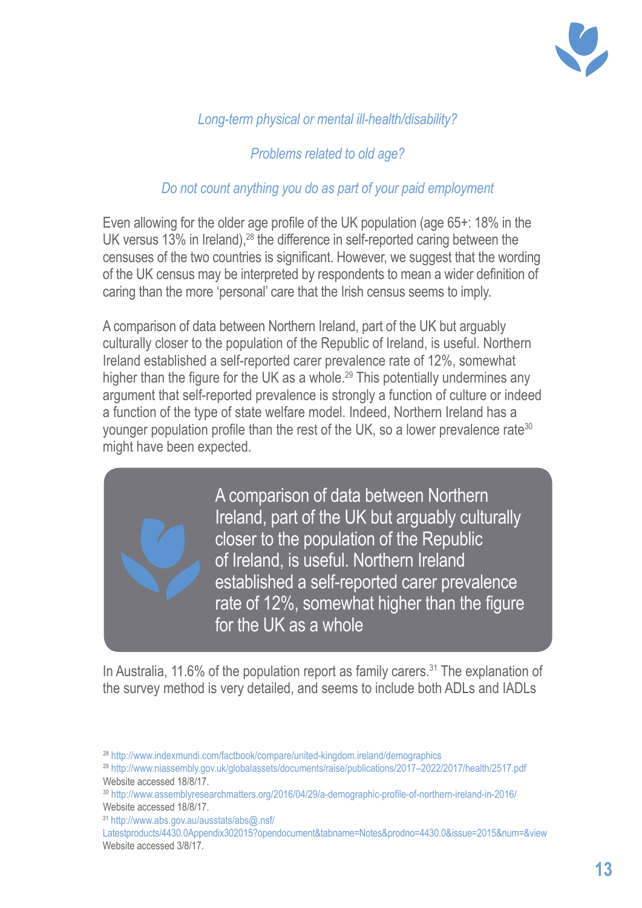*Long-term physical or mental ill-health/disability?*

*Problems related to old age?*

*Do not count anything you do as part of your paid employment*

Even allowing for the older age profile of the UK population (age 65+: 18% in the UK versus 13% in Ireland),[28] the difference in self-reported caring between the censuses of the two countries is significant. However, we suggest that the wording of the UK census may be interpreted by respondents to mean a wider definition of caring than the more 'personal' care that the Irish census seems to imply.

A comparison of data between Northern Ireland, part of the UK but arguably culturally closer to the population of the Republic of Ireland, is useful. Northern Ireland established a self-reported carer prevalence rate of 12%, somewhat higher than the figure for the UK as a whole.[29] This potentially undermines any argument that self-reported prevalence is strongly a function of culture or indeed a function of the type of state welfare model. Indeed, Northern Ireland has a younger population profile than the rest of the UK, so a lower prevalence rate[30] might have been expected.

> A comparison of data between Northern Ireland, part of the UK but arguably culturally closer to the population of the Republic of Ireland, is useful. Northern Ireland established a self-reported carer prevalence rate of 12%, somewhat higher than the figure for the UK as a whole

In Australia, 11.6% of the population report as family carers.[31] The explanation of the survey method is very detailed, and seems to include both ADLs and IADLs

[28] http://www.indexmundi.com/factbook/compare/united-kingdom.ireland/demographics

[29] http://www.niassembly.gov.uk/globalassets/documents/raise/publications/2017–2022/2017/health/2517.pdf Website accessed 18/8/17.

[30] http://www.assemblyresearchmatters.org/2016/04/29/a-demographic-profile-of-northern-ireland-in-2016/ Website accessed 18/8/17.

[31] http://www.abs.gov.au/ausstats/abs@.nsf/Latestproducts/4430.0Appendix302015?opendocument&tabname=Notes&prodno=4430.0&issue=2015&num=&view Website accessed 3/8/17.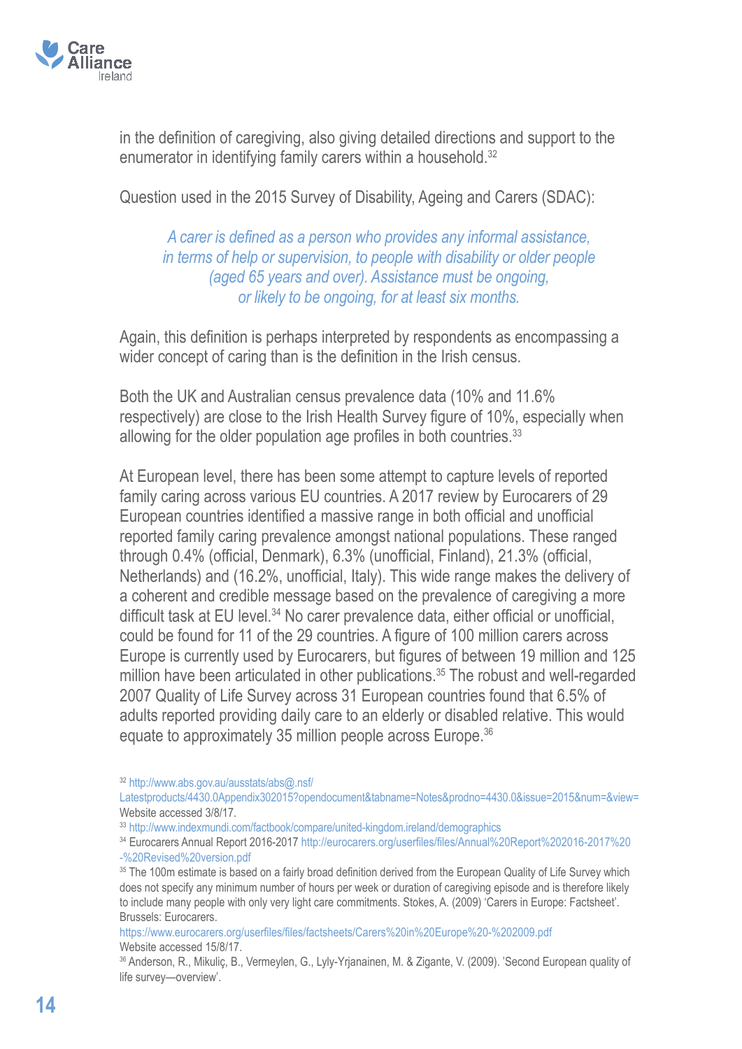in the definition of caregiving, also giving detailed directions and support to the enumerator in identifying family carers within a household.[32]

Question used in the 2015 Survey of Disability, Ageing and Carers (SDAC):

> *A carer is defined as a person who provides any informal assistance, in terms of help or supervision, to people with disability or older people (aged 65 years and over). Assistance must be ongoing, or likely to be ongoing, for at least six months.*

Again, this definition is perhaps interpreted by respondents as encompassing a wider concept of caring than is the definition in the Irish census.

Both the UK and Australian census prevalence data (10% and 11.6% respectively) are close to the Irish Health Survey figure of 10%, especially when allowing for the older population age profiles in both countries.[33]

At European level, there has been some attempt to capture levels of reported family caring across various EU countries. A 2017 review by Eurocarers of 29 European countries identified a massive range in both official and unofficial reported family caring prevalence amongst national populations. These ranged through 0.4% (official, Denmark), 6.3% (unofficial, Finland), 21.3% (official, Netherlands) and (16.2%, unofficial, Italy). This wide range makes the delivery of a coherent and credible message based on the prevalence of caregiving a more difficult task at EU level.[34] No carer prevalence data, either official or unofficial, could be found for 11 of the 29 countries. A figure of 100 million carers across Europe is currently used by Eurocarers, but figures of between 19 million and 125 million have been articulated in other publications.[35] The robust and well-regarded 2007 Quality of Life Survey across 31 European countries found that 6.5% of adults reported providing daily care to an elderly or disabled relative. This would equate to approximately 35 million people across Europe.[36]

---

[32] http://www.abs.gov.au/ausstats/abs@.nsf/Latestproducts/4430.0Appendix302015?opendocument&tabname=Notes&prodno=4430.0&issue=2015&num=&view= Website accessed 3/8/17.

[33] http://www.indexmundi.com/factbook/compare/united-kingdom.ireland/demographics

[34] Eurocarers Annual Report 2016-2017 http://eurocarers.org/userfiles/files/Annual%20Report%202016-2017%20-%20Revised%20version.pdf

[35] The 100m estimate is based on a fairly broad definition derived from the European Quality of Life Survey which does not specify any minimum number of hours per week or duration of caregiving episode and is therefore likely to include many people with only very light care commitments. Stokes, A. (2009) 'Carers in Europe: Factsheet'. Brussels: Eurocarers. https://www.eurocarers.org/userfiles/files/factsheets/Carers%20in%20Europe%20-%202009.pdf Website accessed 15/8/17.

[36] Anderson, R., Mikuliç, B., Vermeylen, G., Lyly-Yrjanainen, M. & Zigante, V. (2009). 'Second European quality of life survey—overview'.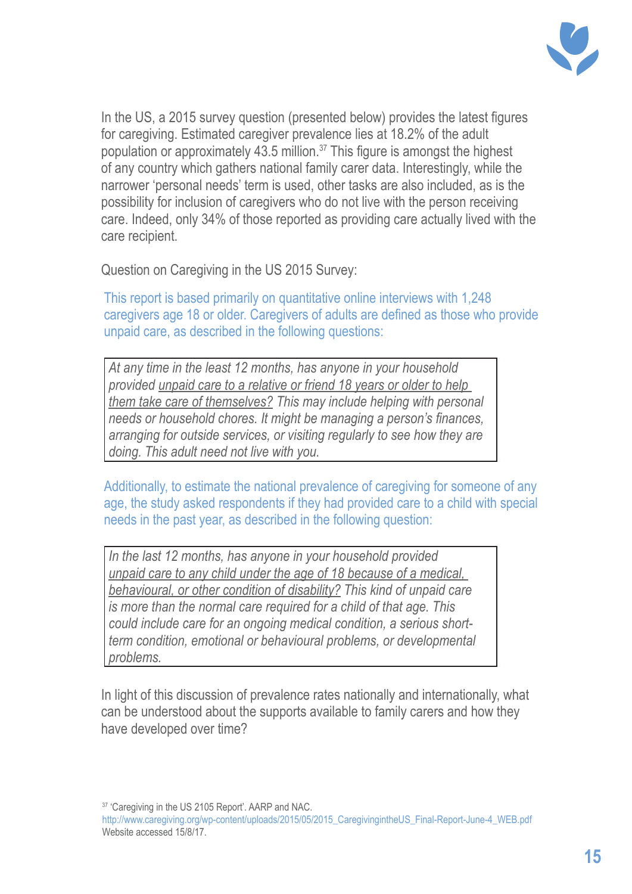In the US, a 2015 survey question (presented below) provides the latest figures for caregiving. Estimated caregiver prevalence lies at 18.2% of the adult population or approximately 43.5 million.[37] This figure is amongst the highest of any country which gathers national family carer data. Interestingly, while the narrower 'personal needs' term is used, other tasks are also included, as is the possibility for inclusion of caregivers who do not live with the person receiving care. Indeed, only 34% of those reported as providing care actually lived with the care recipient.

Question on Caregiving in the US 2015 Survey:

This report is based primarily on quantitative online interviews with 1,248 caregivers age 18 or older. Caregivers of adults are defined as those who provide unpaid care, as described in the following questions:

> *At any time in the least 12 months, has anyone in your household provided unpaid care to a relative or friend 18 years or older to help them take care of themselves? This may include helping with personal needs or household chores. It might be managing a person's finances, arranging for outside services, or visiting regularly to see how they are doing. This adult need not live with you.*

Additionally, to estimate the national prevalence of caregiving for someone of any age, the study asked respondents if they had provided care to a child with special needs in the past year, as described in the following question:

> *In the last 12 months, has anyone in your household provided unpaid care to any child under the age of 18 because of a medical, behavioural, or other condition of disability? This kind of unpaid care is more than the normal care required for a child of that age. This could include care for an ongoing medical condition, a serious short-term condition, emotional or behavioural problems, or developmental problems.*

In light of this discussion of prevalence rates nationally and internationally, what can be understood about the supports available to family carers and how they have developed over time?

[37] 'Caregiving in the US 2105 Report'. AARP and NAC. http://www.caregiving.org/wp-content/uploads/2015/05/2015_CaregivingintheUS_Final-Report-June-4_WEB.pdf Website accessed 15/8/17.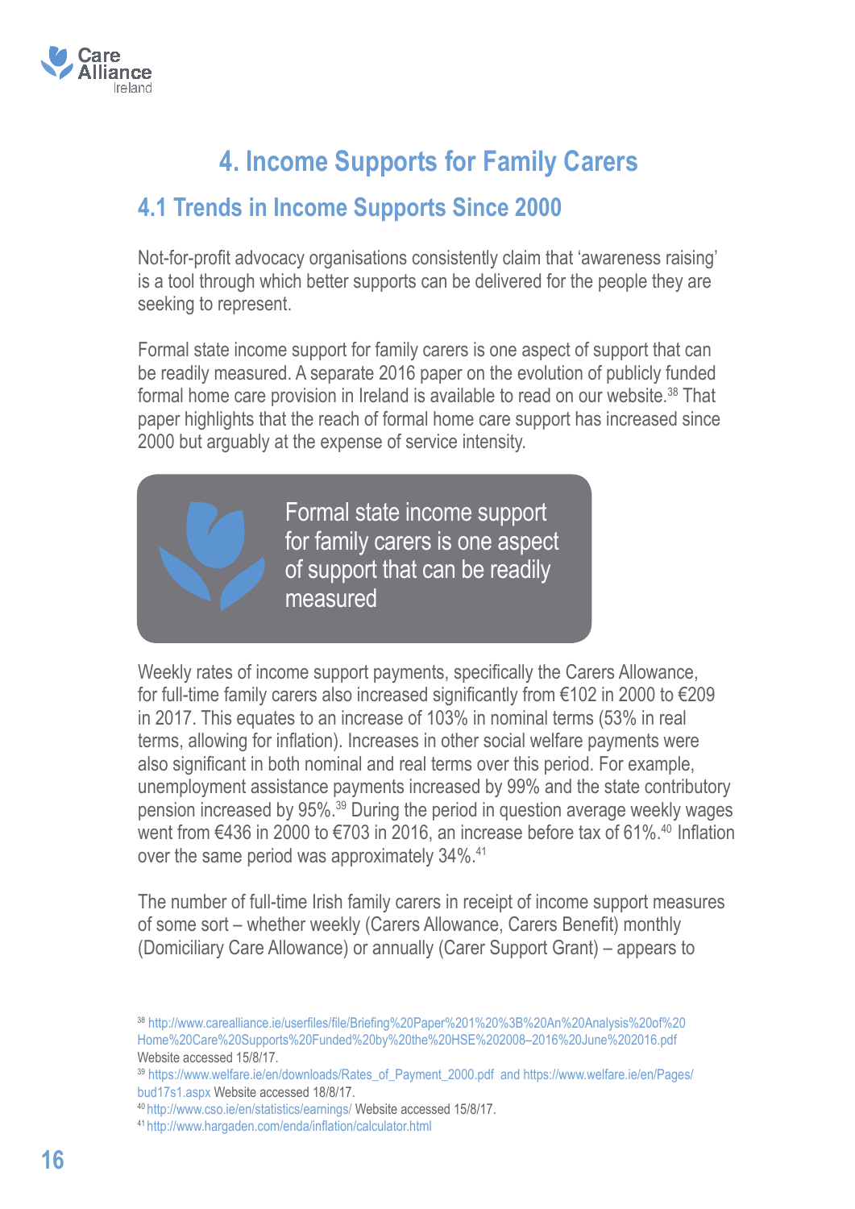# 4. Income Supports for Family Carers

## 4.1 Trends in Income Supports Since 2000

Not-for-profit advocacy organisations consistently claim that 'awareness raising' is a tool through which better supports can be delivered for the people they are seeking to represent.

Formal state income support for family carers is one aspect of support that can be readily measured. A separate 2016 paper on the evolution of publicly funded formal home care provision in Ireland is available to read on our website.[38] That paper highlights that the reach of formal home care support has increased since 2000 but arguably at the expense of service intensity.

> Formal state income support for family carers is one aspect of support that can be readily measured

Weekly rates of income support payments, specifically the Carers Allowance, for full-time family carers also increased significantly from €102 in 2000 to €209 in 2017. This equates to an increase of 103% in nominal terms (53% in real terms, allowing for inflation). Increases in other social welfare payments were also significant in both nominal and real terms over this period. For example, unemployment assistance payments increased by 99% and the state contributory pension increased by 95%.[39] During the period in question average weekly wages went from €436 in 2000 to €703 in 2016, an increase before tax of 61%.[40] Inflation over the same period was approximately 34%.[41]

The number of full-time Irish family carers in receipt of income support measures of some sort – whether weekly (Carers Allowance, Carers Benefit) monthly (Domiciliary Care Allowance) or annually (Carer Support Grant) – appears to

---

[38] http://www.carealliance.ie/userfiles/file/Briefing%20Paper%201%20%3B%20An%20Analysis%20of%20Home%20Care%20Supports%20Funded%20by%20the%20HSE%202008–2016%20June%202016.pdf Website accessed 15/8/17.

[39] https://www.welfare.ie/en/downloads/Rates_of_Payment_2000.pdf and https://www.welfare.ie/en/Pages/bud17s1.aspx Website accessed 18/8/17.

[40] http://www.cso.ie/en/statistics/earnings/ Website accessed 15/8/17.

[41] http://www.hargaden.com/enda/inflation/calculator.html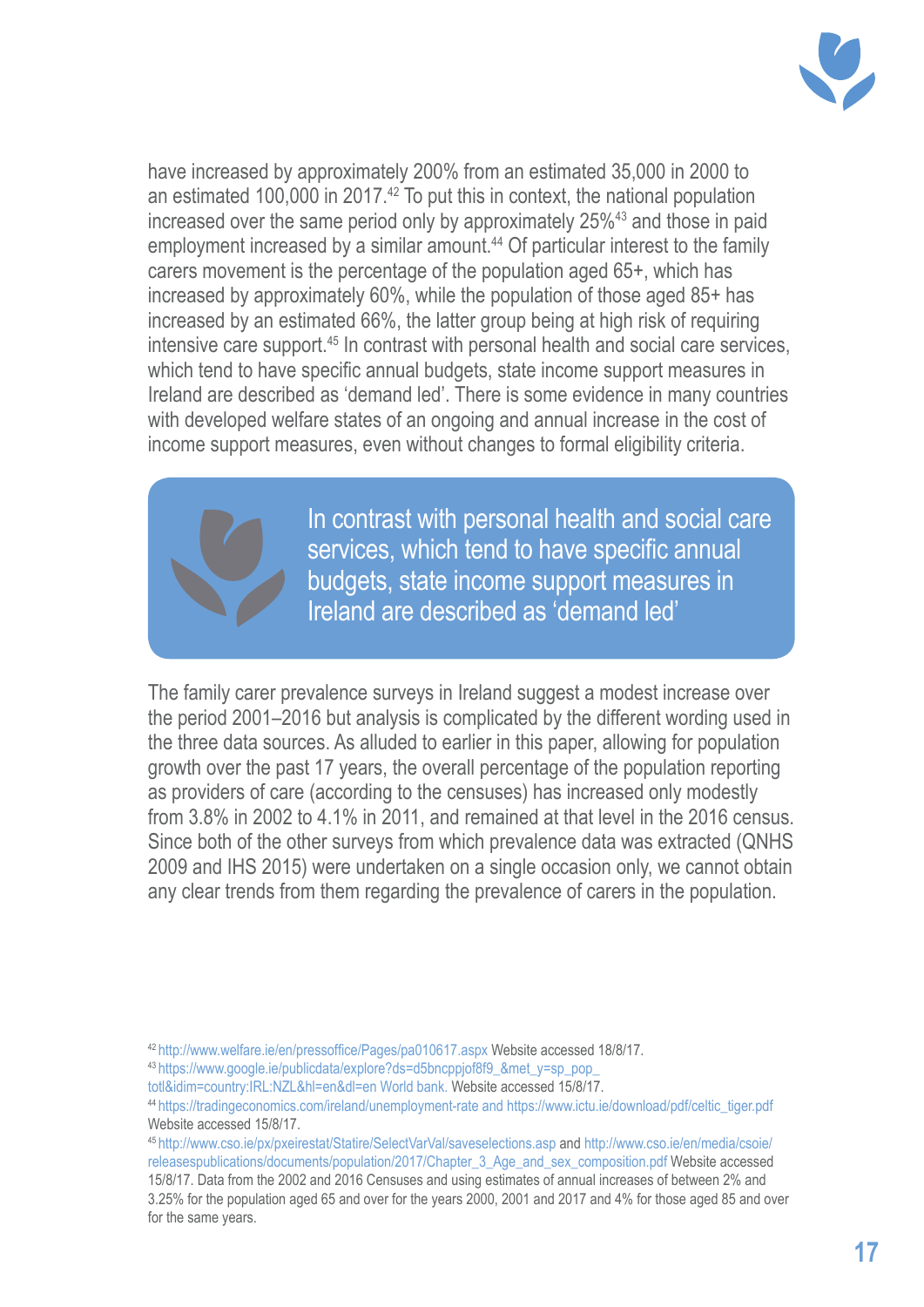have increased by approximately 200% from an estimated 35,000 in 2000 to an estimated 100,000 in 2017.[42] To put this in context, the national population increased over the same period only by approximately 25%[43] and those in paid employment increased by a similar amount.[44] Of particular interest to the family carers movement is the percentage of the population aged 65+, which has increased by approximately 60%, while the population of those aged 85+ has increased by an estimated 66%, the latter group being at high risk of requiring intensive care support.[45] In contrast with personal health and social care services, which tend to have specific annual budgets, state income support measures in Ireland are described as 'demand led'. There is some evidence in many countries with developed welfare states of an ongoing and annual increase in the cost of income support measures, even without changes to formal eligibility criteria.

> In contrast with personal health and social care services, which tend to have specific annual budgets, state income support measures in Ireland are described as 'demand led'

The family carer prevalence surveys in Ireland suggest a modest increase over the period 2001–2016 but analysis is complicated by the different wording used in the three data sources. As alluded to earlier in this paper, allowing for population growth over the past 17 years, the overall percentage of the population reporting as providers of care (according to the censuses) has increased only modestly from 3.8% in 2002 to 4.1% in 2011, and remained at that level in the 2016 census. Since both of the other surveys from which prevalence data was extracted (QNHS 2009 and IHS 2015) were undertaken on a single occasion only, we cannot obtain any clear trends from them regarding the prevalence of carers in the population.

[42] http://www.welfare.ie/en/pressoffice/Pages/pa010617.aspx Website accessed 18/8/17.

[43] https://www.google.ie/publicdata/explore?ds=d5bncppjof8f9_&met_y=sp_pop_totl&idim=country:IRL:NZL&hl=en&dl=en World bank. Website accessed 15/8/17.

[44] https://tradingeconomics.com/ireland/unemployment-rate and https://www.ictu.ie/download/pdf/celtic_tiger.pdf Website accessed 15/8/17.

[45] http://www.cso.ie/px/pxeirestat/Statire/SelectVarVal/saveselections.asp and http://www.cso.ie/en/media/csoie/releasespublications/documents/population/2017/Chapter_3_Age_and_sex_composition.pdf Website accessed 15/8/17. Data from the 2002 and 2016 Censuses and using estimates of annual increases of between 2% and 3.25% for the population aged 65 and over for the years 2000, 2001 and 2017 and 4% for those aged 85 and over for the same years.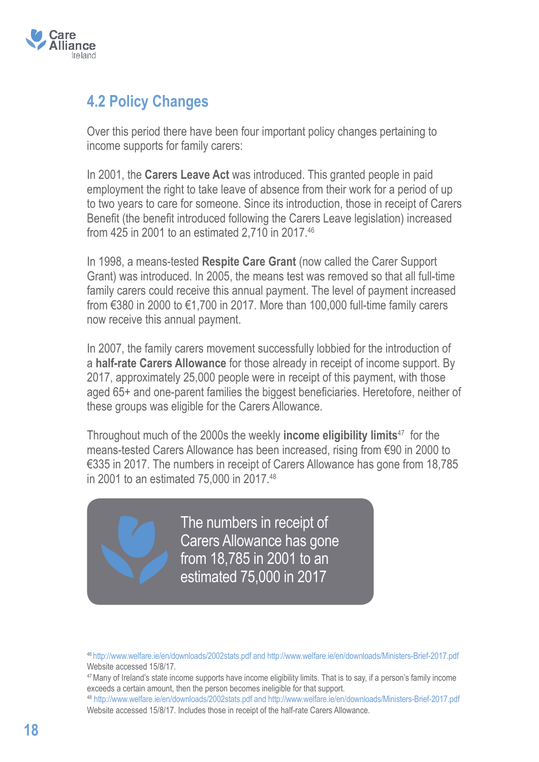## 4.2 Policy Changes

Over this period there have been four important policy changes pertaining to income supports for family carers:

In 2001, the **Carers Leave Act** was introduced. This granted people in paid employment the right to take leave of absence from their work for a period of up to two years to care for someone. Since its introduction, those in receipt of Carers Benefit (the benefit introduced following the Carers Leave legislation) increased from 425 in 2001 to an estimated 2,710 in 2017.[46]

In 1998, a means-tested **Respite Care Grant** (now called the Carer Support Grant) was introduced. In 2005, the means test was removed so that all full-time family carers could receive this annual payment. The level of payment increased from €380 in 2000 to €1,700 in 2017. More than 100,000 full-time family carers now receive this annual payment.

In 2007, the family carers movement successfully lobbied for the introduction of a **half-rate Carers Allowance** for those already in receipt of income support. By 2017, approximately 25,000 people were in receipt of this payment, with those aged 65+ and one-parent families the biggest beneficiaries. Heretofore, neither of these groups was eligible for the Carers Allowance.

Throughout much of the 2000s the weekly **income eligibility limits**[47] for the means-tested Carers Allowance has been increased, rising from €90 in 2000 to €335 in 2017. The numbers in receipt of Carers Allowance has gone from 18,785 in 2001 to an estimated 75,000 in 2017.[48]

> The numbers in receipt of Carers Allowance has gone from 18,785 in 2001 to an estimated 75,000 in 2017

[46] http://www.welfare.ie/en/downloads/2002stats.pdf and http://www.welfare.ie/en/downloads/Ministers-Brief-2017.pdf Website accessed 15/8/17.

[47] Many of Ireland's state income supports have income eligibility limits. That is to say, if a person's family income exceeds a certain amount, then the person becomes ineligible for that support.

[48] http://www.welfare.ie/en/downloads/2002stats.pdf and http://www.welfare.ie/en/downloads/Ministers-Brief-2017.pdf Website accessed 15/8/17. Includes those in receipt of the half-rate Carers Allowance.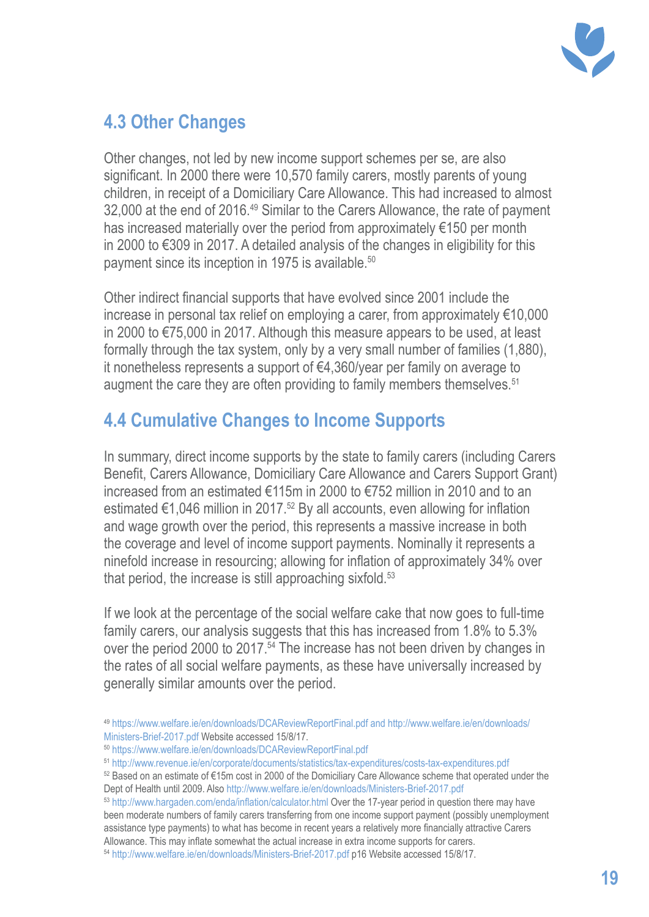## 4.3 Other Changes

Other changes, not led by new income support schemes per se, are also significant. In 2000 there were 10,570 family carers, mostly parents of young children, in receipt of a Domiciliary Care Allowance. This had increased to almost 32,000 at the end of 2016.[49] Similar to the Carers Allowance, the rate of payment has increased materially over the period from approximately €150 per month in 2000 to €309 in 2017. A detailed analysis of the changes in eligibility for this payment since its inception in 1975 is available.[50]

Other indirect financial supports that have evolved since 2001 include the increase in personal tax relief on employing a carer, from approximately €10,000 in 2000 to €75,000 in 2017. Although this measure appears to be used, at least formally through the tax system, only by a very small number of families (1,880), it nonetheless represents a support of €4,360/year per family on average to augment the care they are often providing to family members themselves.[51]

## 4.4 Cumulative Changes to Income Supports

In summary, direct income supports by the state to family carers (including Carers Benefit, Carers Allowance, Domiciliary Care Allowance and Carers Support Grant) increased from an estimated €115m in 2000 to €752 million in 2010 and to an estimated €1,046 million in 2017.[52] By all accounts, even allowing for inflation and wage growth over the period, this represents a massive increase in both the coverage and level of income support payments. Nominally it represents a ninefold increase in resourcing; allowing for inflation of approximately 34% over that period, the increase is still approaching sixfold.[53]

If we look at the percentage of the social welfare cake that now goes to full-time family carers, our analysis suggests that this has increased from 1.8% to 5.3% over the period 2000 to 2017.[54] The increase has not been driven by changes in the rates of all social welfare payments, as these have universally increased by generally similar amounts over the period.

---

[49] https://www.welfare.ie/en/downloads/DCAReviewReportFinal.pdf and http://www.welfare.ie/en/downloads/Ministers-Brief-2017.pdf Website accessed 15/8/17.

[50] https://www.welfare.ie/en/downloads/DCAReviewReportFinal.pdf

[51] http://www.revenue.ie/en/corporate/documents/statistics/tax-expenditures/costs-tax-expenditures.pdf

[52] Based on an estimate of €15m cost in 2000 of the Domiciliary Care Allowance scheme that operated under the Dept of Health until 2009. Also http://www.welfare.ie/en/downloads/Ministers-Brief-2017.pdf

[53] http://www.hargaden.com/enda/inflation/calculator.html Over the 17-year period in question there may have been moderate numbers of family carers transferring from one income support payment (possibly unemployment assistance type payments) to what has become in recent years a relatively more financially attractive Carers Allowance. This may inflate somewhat the actual increase in extra income supports for carers.

[54] http://www.welfare.ie/en/downloads/Ministers-Brief-2017.pdf p16 Website accessed 15/8/17.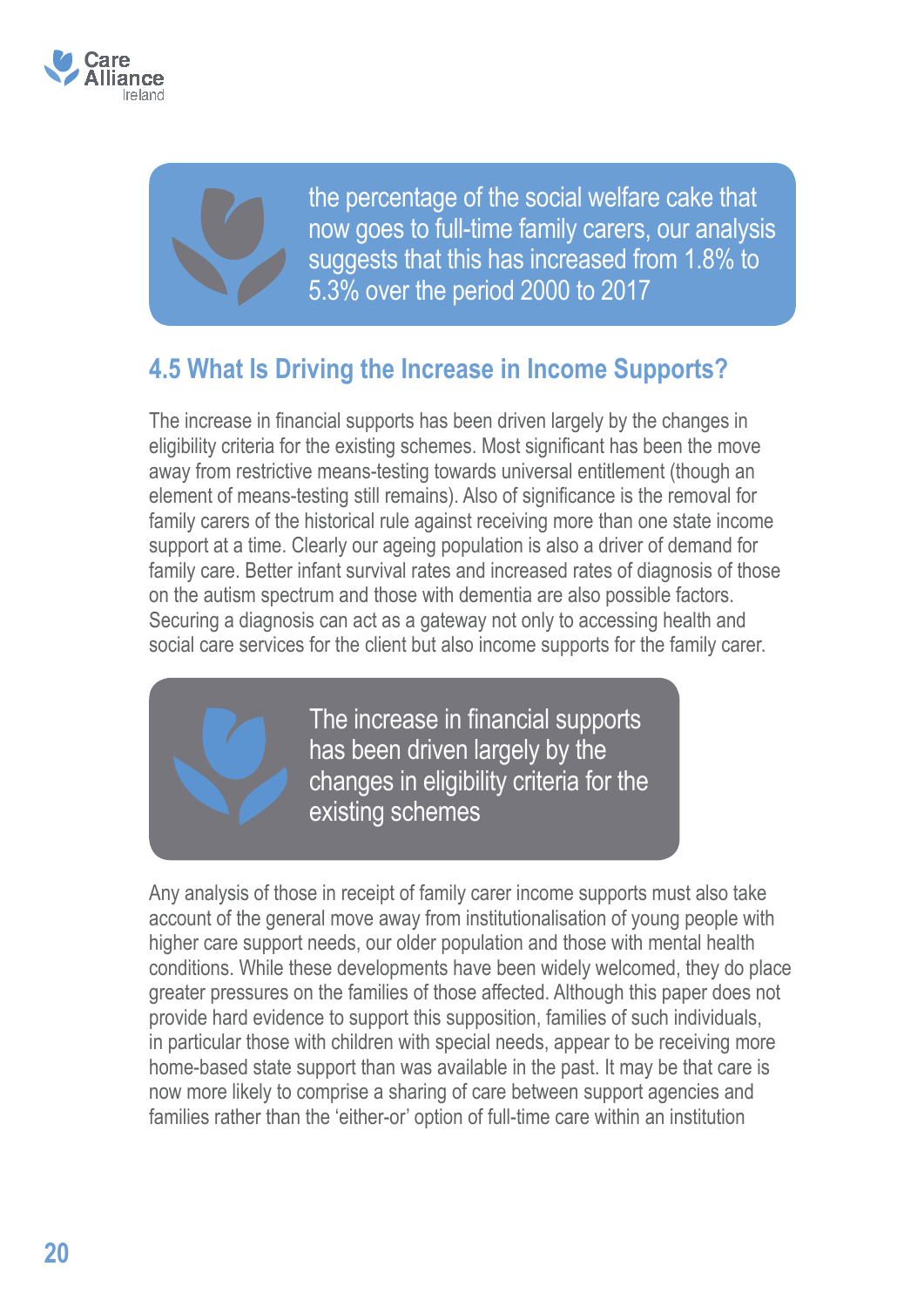> the percentage of the social welfare cake that now goes to full-time family carers, our analysis suggests that this has increased from 1.8% to 5.3% over the period 2000 to 2017

## 4.5 What Is Driving the Increase in Income Supports?

The increase in financial supports has been driven largely by the changes in eligibility criteria for the existing schemes. Most significant has been the move away from restrictive means-testing towards universal entitlement (though an element of means-testing still remains). Also of significance is the removal for family carers of the historical rule against receiving more than one state income support at a time. Clearly our ageing population is also a driver of demand for family care. Better infant survival rates and increased rates of diagnosis of those on the autism spectrum and those with dementia are also possible factors. Securing a diagnosis can act as a gateway not only to accessing health and social care services for the client but also income supports for the family carer.

> The increase in financial supports has been driven largely by the changes in eligibility criteria for the existing schemes

Any analysis of those in receipt of family carer income supports must also take account of the general move away from institutionalisation of young people with higher care support needs, our older population and those with mental health conditions. While these developments have been widely welcomed, they do place greater pressures on the families of those affected. Although this paper does not provide hard evidence to support this supposition, families of such individuals, in particular those with children with special needs, appear to be receiving more home-based state support than was available in the past. It may be that care is now more likely to comprise a sharing of care between support agencies and families rather than the 'either-or' option of full-time care within an institution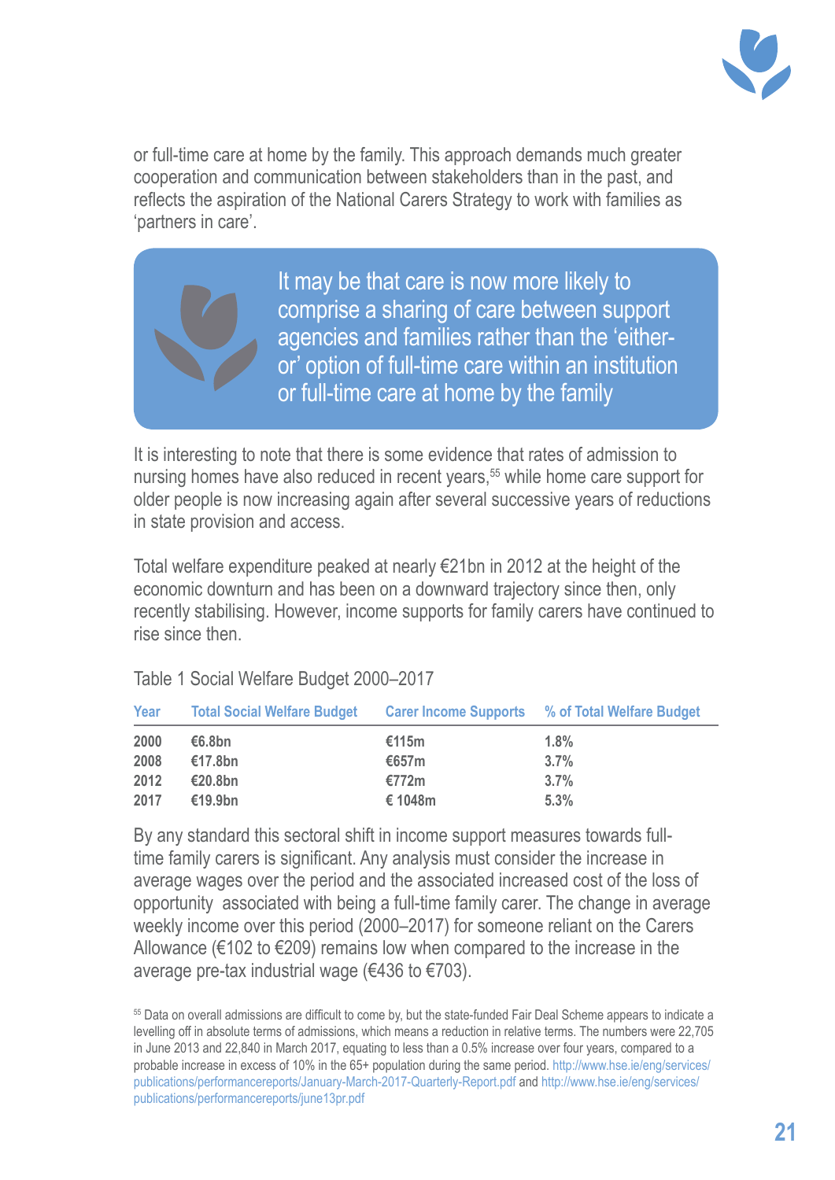or full-time care at home by the family. This approach demands much greater cooperation and communication between stakeholders than in the past, and reflects the aspiration of the National Carers Strategy to work with families as 'partners in care'.

> It may be that care is now more likely to comprise a sharing of care between support agencies and families rather than the 'either-or' option of full-time care within an institution or full-time care at home by the family

It is interesting to note that there is some evidence that rates of admission to nursing homes have also reduced in recent years,[55] while home care support for older people is now increasing again after several successive years of reductions in state provision and access.

Total welfare expenditure peaked at nearly €21bn in 2012 at the height of the economic downturn and has been on a downward trajectory since then, only recently stabilising. However, income supports for family carers have continued to rise since then.

Table 1 Social Welfare Budget 2000–2017

| Year | Total Social Welfare Budget | Carer Income Supports | % of Total Welfare Budget |
|---|---|---|---|
| **2000** | **€6.8bn** | **€115m** | **1.8%** |
| **2008** | **€17.8bn** | **€657m** | **3.7%** |
| **2012** | **€20.8bn** | **€772m** | **3.7%** |
| **2017** | **€19.9bn** | **€ 1048m** | **5.3%** |

By any standard this sectoral shift in income support measures towards full-time family carers is significant. Any analysis must consider the increase in average wages over the period and the associated increased cost of the loss of opportunity associated with being a full-time family carer. The change in average weekly income over this period (2000–2017) for someone reliant on the Carers Allowance (€102 to €209) remains low when compared to the increase in the average pre-tax industrial wage (€436 to €703).

[55] Data on overall admissions are difficult to come by, but the state-funded Fair Deal Scheme appears to indicate a levelling off in absolute terms of admissions, which means a reduction in relative terms. The numbers were 22,705 in June 2013 and 22,840 in March 2017, equating to less than a 0.5% increase over four years, compared to a probable increase in excess of 10% in the 65+ population during the same period. http://www.hse.ie/eng/services/publications/performancereports/January-March-2017-Quarterly-Report.pdf and http://www.hse.ie/eng/services/publications/performancereports/june13pr.pdf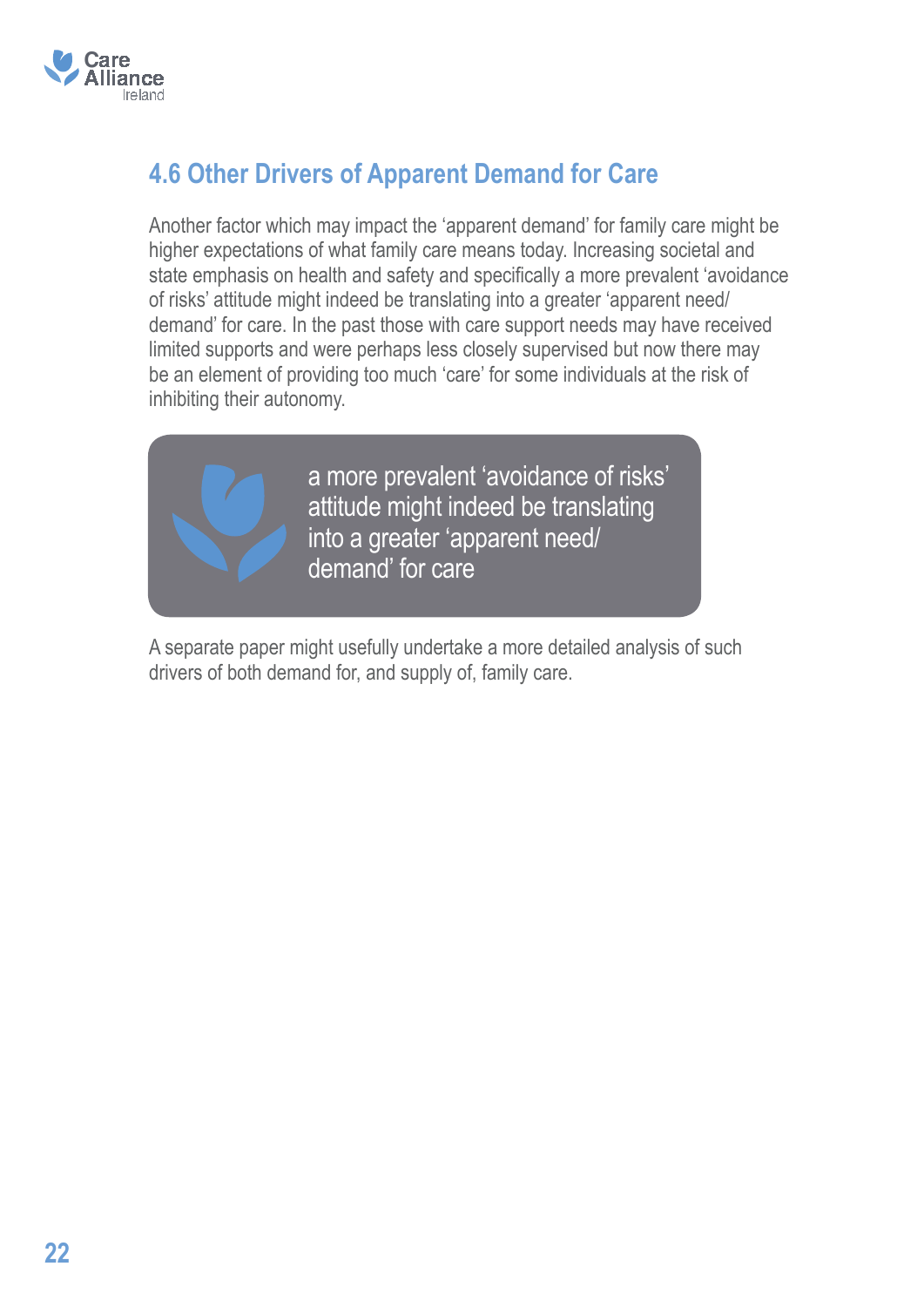## 4.6 Other Drivers of Apparent Demand for Care

Another factor which may impact the 'apparent demand' for family care might be higher expectations of what family care means today. Increasing societal and state emphasis on health and safety and specifically a more prevalent 'avoidance of risks' attitude might indeed be translating into a greater 'apparent need/ demand' for care. In the past those with care support needs may have received limited supports and were perhaps less closely supervised but now there may be an element of providing too much 'care' for some individuals at the risk of inhibiting their autonomy.

> a more prevalent 'avoidance of risks' attitude might indeed be translating into a greater 'apparent need/ demand' for care

A separate paper might usefully undertake a more detailed analysis of such drivers of both demand for, and supply of, family care.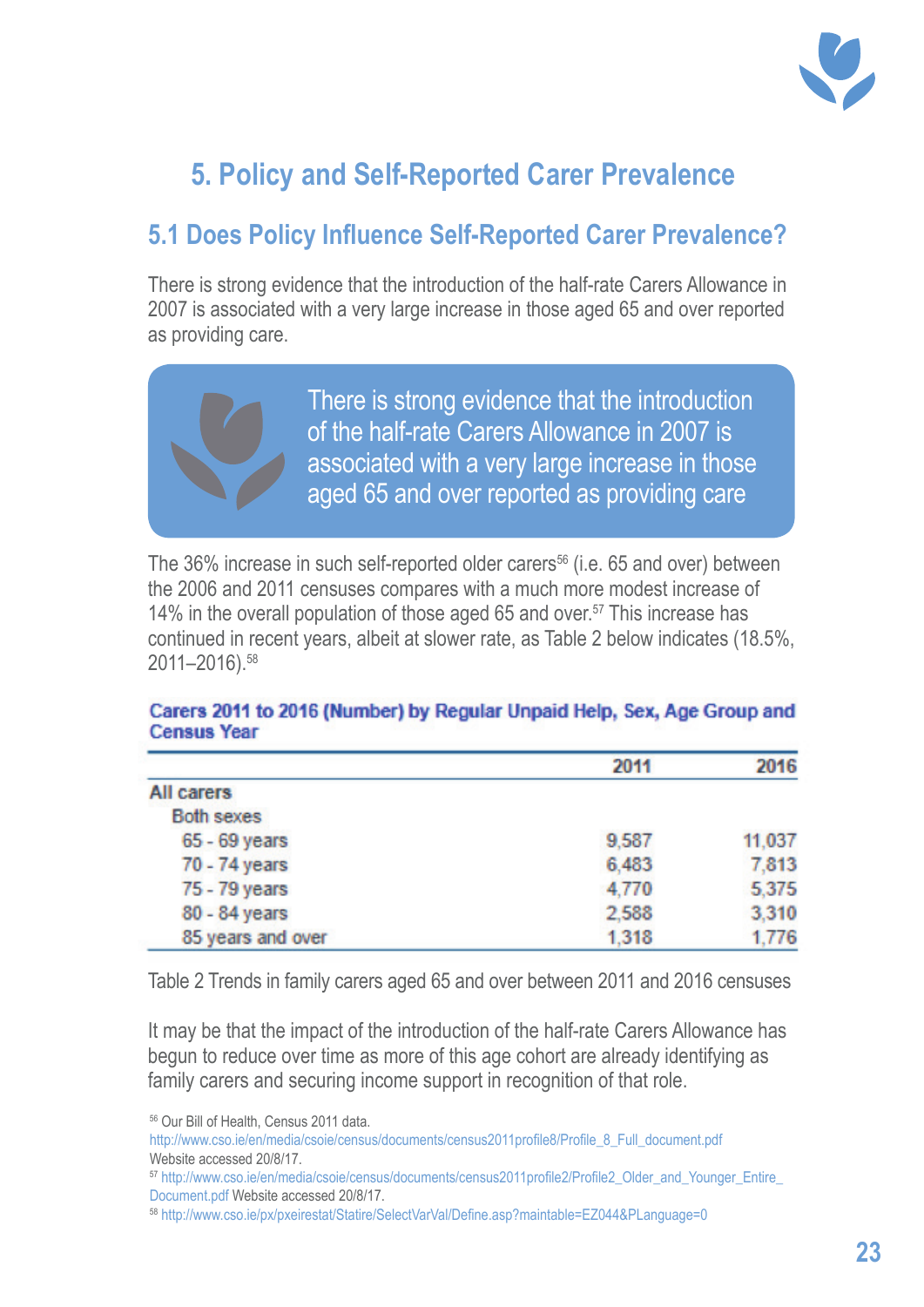# 5. Policy and Self-Reported Carer Prevalence

## 5.1 Does Policy Influence Self-Reported Carer Prevalence?

There is strong evidence that the introduction of the half-rate Carers Allowance in 2007 is associated with a very large increase in those aged 65 and over reported as providing care.

> There is strong evidence that the introduction of the half-rate Carers Allowance in 2007 is associated with a very large increase in those aged 65 and over reported as providing care

The 36% increase in such self-reported older carers[56] (i.e. 65 and over) between the 2006 and 2011 censuses compares with a much more modest increase of 14% in the overall population of those aged 65 and over.[57] This increase has continued in recent years, albeit at slower rate, as Table 2 below indicates (18.5%, 2011–2016).[58]

**Carers 2011 to 2016 (Number) by Regular Unpaid Help, Sex, Age Group and Census Year**

| | 2011 | 2016 |
|---|---|---|
| All carers | | |
| Both sexes | | |
| 65 - 69 years | 9,587 | 11,037 |
| 70 - 74 years | 6,483 | 7,813 |
| 75 - 79 years | 4,770 | 5,375 |
| 80 - 84 years | 2,588 | 3,310 |
| 85 years and over | 1,318 | 1,776 |

Table 2 Trends in family carers aged 65 and over between 2011 and 2016 censuses

It may be that the impact of the introduction of the half-rate Carers Allowance has begun to reduce over time as more of this age cohort are already identifying as family carers and securing income support in recognition of that role.

---

[56] Our Bill of Health, Census 2011 data. http://www.cso.ie/en/media/csoie/census/documents/census2011profile8/Profile_8_Full_document.pdf Website accessed 20/8/17.

[57] http://www.cso.ie/en/media/csoie/census/documents/census2011profile2/Profile2_Older_and_Younger_Entire_Document.pdf Website accessed 20/8/17.

[58] http://www.cso.ie/px/pxeirestat/Statire/SelectVarVal/Define.asp?maintable=EZ044&PLanguage=0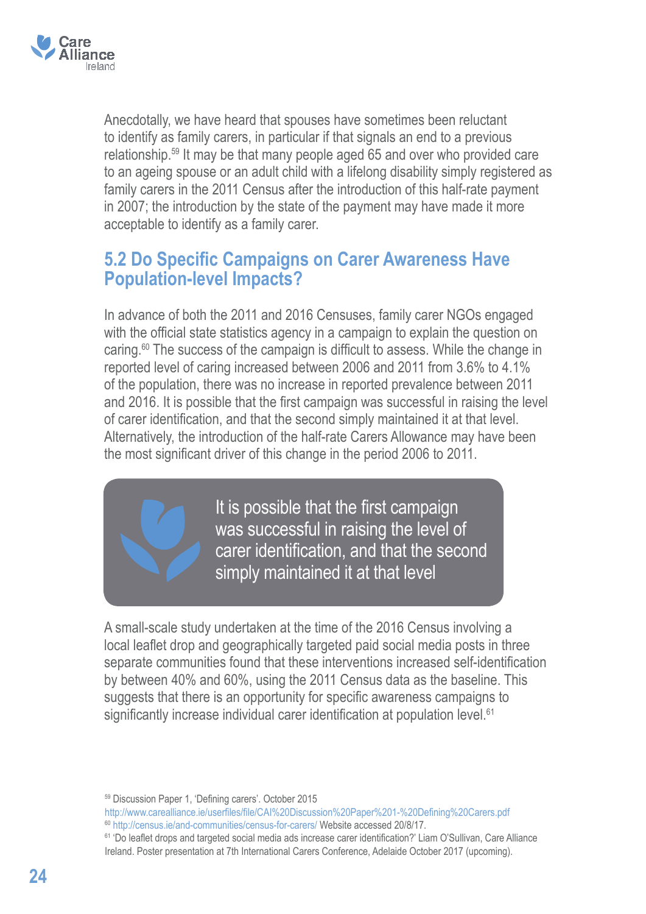Anecdotally, we have heard that spouses have sometimes been reluctant to identify as family carers, in particular if that signals an end to a previous relationship.[59] It may be that many people aged 65 and over who provided care to an ageing spouse or an adult child with a lifelong disability simply registered as family carers in the 2011 Census after the introduction of this half-rate payment in 2007; the introduction by the state of the payment may have made it more acceptable to identify as a family carer.

## 5.2 Do Specific Campaigns on Carer Awareness Have Population-level Impacts?

In advance of both the 2011 and 2016 Censuses, family carer NGOs engaged with the official state statistics agency in a campaign to explain the question on caring.[60] The success of the campaign is difficult to assess. While the change in reported level of caring increased between 2006 and 2011 from 3.6% to 4.1% of the population, there was no increase in reported prevalence between 2011 and 2016. It is possible that the first campaign was successful in raising the level of carer identification, and that the second simply maintained it at that level. Alternatively, the introduction of the half-rate Carers Allowance may have been the most significant driver of this change in the period 2006 to 2011.

> It is possible that the first campaign was successful in raising the level of carer identification, and that the second simply maintained it at that level

A small-scale study undertaken at the time of the 2016 Census involving a local leaflet drop and geographically targeted paid social media posts in three separate communities found that these interventions increased self-identification by between 40% and 60%, using the 2011 Census data as the baseline. This suggests that there is an opportunity for specific awareness campaigns to significantly increase individual carer identification at population level.[61]

---

[59] Discussion Paper 1, 'Defining carers'. October 2015 http://www.carealliance.ie/userfiles/file/CAI%20Discussion%20Paper%201-%20Defining%20Carers.pdf

[60] http://census.ie/and-communities/census-for-carers/ Website accessed 20/8/17.

[61] 'Do leaflet drops and targeted social media ads increase carer identification?' Liam O'Sullivan, Care Alliance Ireland. Poster presentation at 7th International Carers Conference, Adelaide October 2017 (upcoming).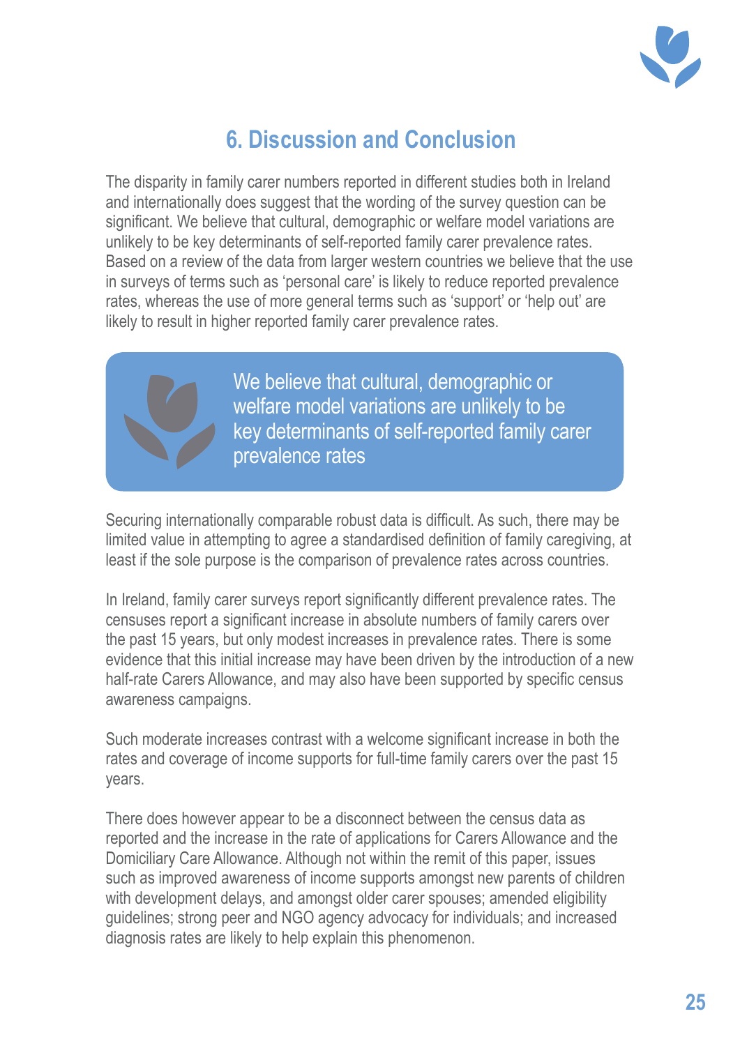## 6. Discussion and Conclusion

The disparity in family carer numbers reported in different studies both in Ireland and internationally does suggest that the wording of the survey question can be significant. We believe that cultural, demographic or welfare model variations are unlikely to be key determinants of self-reported family carer prevalence rates. Based on a review of the data from larger western countries we believe that the use in surveys of terms such as 'personal care' is likely to reduce reported prevalence rates, whereas the use of more general terms such as 'support' or 'help out' are likely to result in higher reported family carer prevalence rates.

> We believe that cultural, demographic or welfare model variations are unlikely to be key determinants of self-reported family carer prevalence rates

Securing internationally comparable robust data is difficult. As such, there may be limited value in attempting to agree a standardised definition of family caregiving, at least if the sole purpose is the comparison of prevalence rates across countries.

In Ireland, family carer surveys report significantly different prevalence rates. The censuses report a significant increase in absolute numbers of family carers over the past 15 years, but only modest increases in prevalence rates. There is some evidence that this initial increase may have been driven by the introduction of a new half-rate Carers Allowance, and may also have been supported by specific census awareness campaigns.

Such moderate increases contrast with a welcome significant increase in both the rates and coverage of income supports for full-time family carers over the past 15 years.

There does however appear to be a disconnect between the census data as reported and the increase in the rate of applications for Carers Allowance and the Domiciliary Care Allowance. Although not within the remit of this paper, issues such as improved awareness of income supports amongst new parents of children with development delays, and amongst older carer spouses; amended eligibility guidelines; strong peer and NGO agency advocacy for individuals; and increased diagnosis rates are likely to help explain this phenomenon.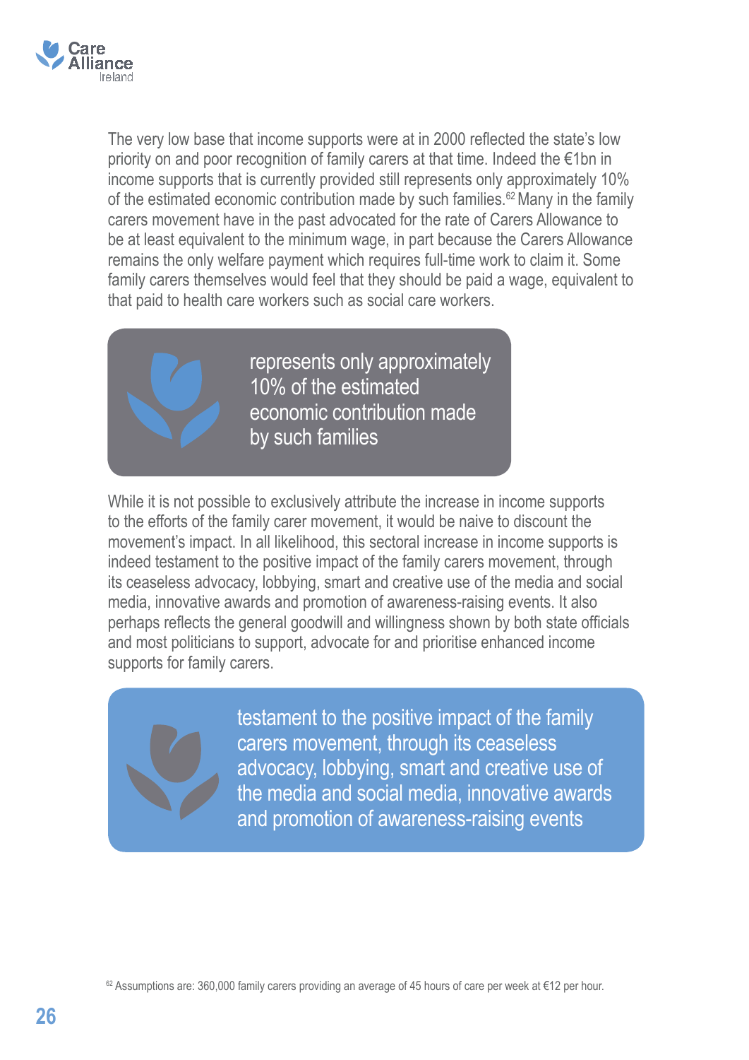The very low base that income supports were at in 2000 reflected the state's low priority on and poor recognition of family carers at that time. Indeed the €1bn in income supports that is currently provided still represents only approximately 10% of the estimated economic contribution made by such families.[62] Many in the family carers movement have in the past advocated for the rate of Carers Allowance to be at least equivalent to the minimum wage, in part because the Carers Allowance remains the only welfare payment which requires full-time work to claim it. Some family carers themselves would feel that they should be paid a wage, equivalent to that paid to health care workers such as social care workers.

> represents only approximately 10% of the estimated economic contribution made by such families

While it is not possible to exclusively attribute the increase in income supports to the efforts of the family carer movement, it would be naive to discount the movement's impact. In all likelihood, this sectoral increase in income supports is indeed testament to the positive impact of the family carers movement, through its ceaseless advocacy, lobbying, smart and creative use of the media and social media, innovative awards and promotion of awareness-raising events. It also perhaps reflects the general goodwill and willingness shown by both state officials and most politicians to support, advocate for and prioritise enhanced income supports for family carers.

> testament to the positive impact of the family carers movement, through its ceaseless advocacy, lobbying, smart and creative use of the media and social media, innovative awards and promotion of awareness-raising events

[62] Assumptions are: 360,000 family carers providing an average of 45 hours of care per week at €12 per hour.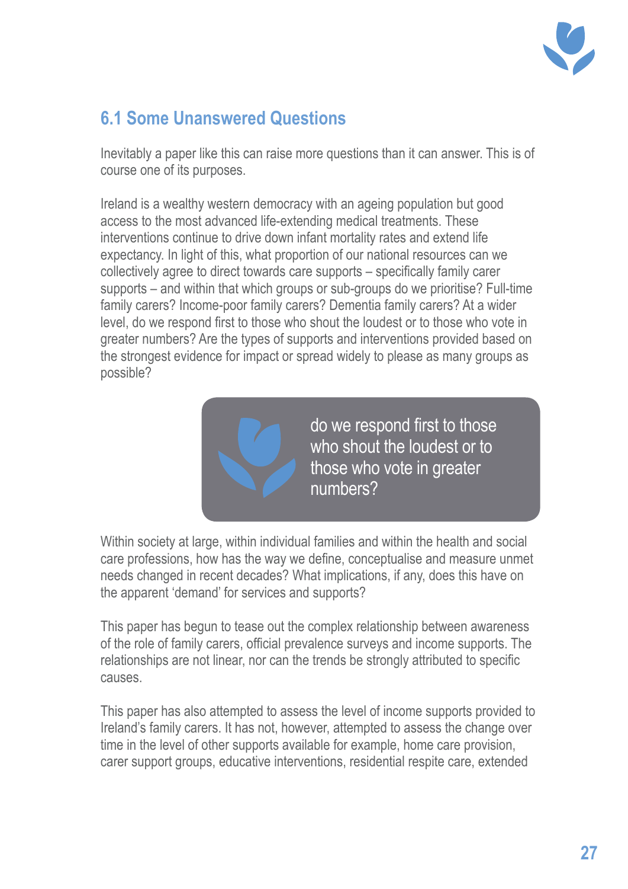## 6.1 Some Unanswered Questions

Inevitably a paper like this can raise more questions than it can answer. This is of course one of its purposes.

Ireland is a wealthy western democracy with an ageing population but good access to the most advanced life-extending medical treatments. These interventions continue to drive down infant mortality rates and extend life expectancy. In light of this, what proportion of our national resources can we collectively agree to direct towards care supports – specifically family carer supports – and within that which groups or sub-groups do we prioritise? Full-time family carers? Income-poor family carers? Dementia family carers? At a wider level, do we respond first to those who shout the loudest or to those who vote in greater numbers? Are the types of supports and interventions provided based on the strongest evidence for impact or spread widely to please as many groups as possible?

> do we respond first to those who shout the loudest or to those who vote in greater numbers?

Within society at large, within individual families and within the health and social care professions, how has the way we define, conceptualise and measure unmet needs changed in recent decades? What implications, if any, does this have on the apparent 'demand' for services and supports?

This paper has begun to tease out the complex relationship between awareness of the role of family carers, official prevalence surveys and income supports. The relationships are not linear, nor can the trends be strongly attributed to specific causes.

This paper has also attempted to assess the level of income supports provided to Ireland's family carers. It has not, however, attempted to assess the change over time in the level of other supports available for example, home care provision, carer support groups, educative interventions, residential respite care, extended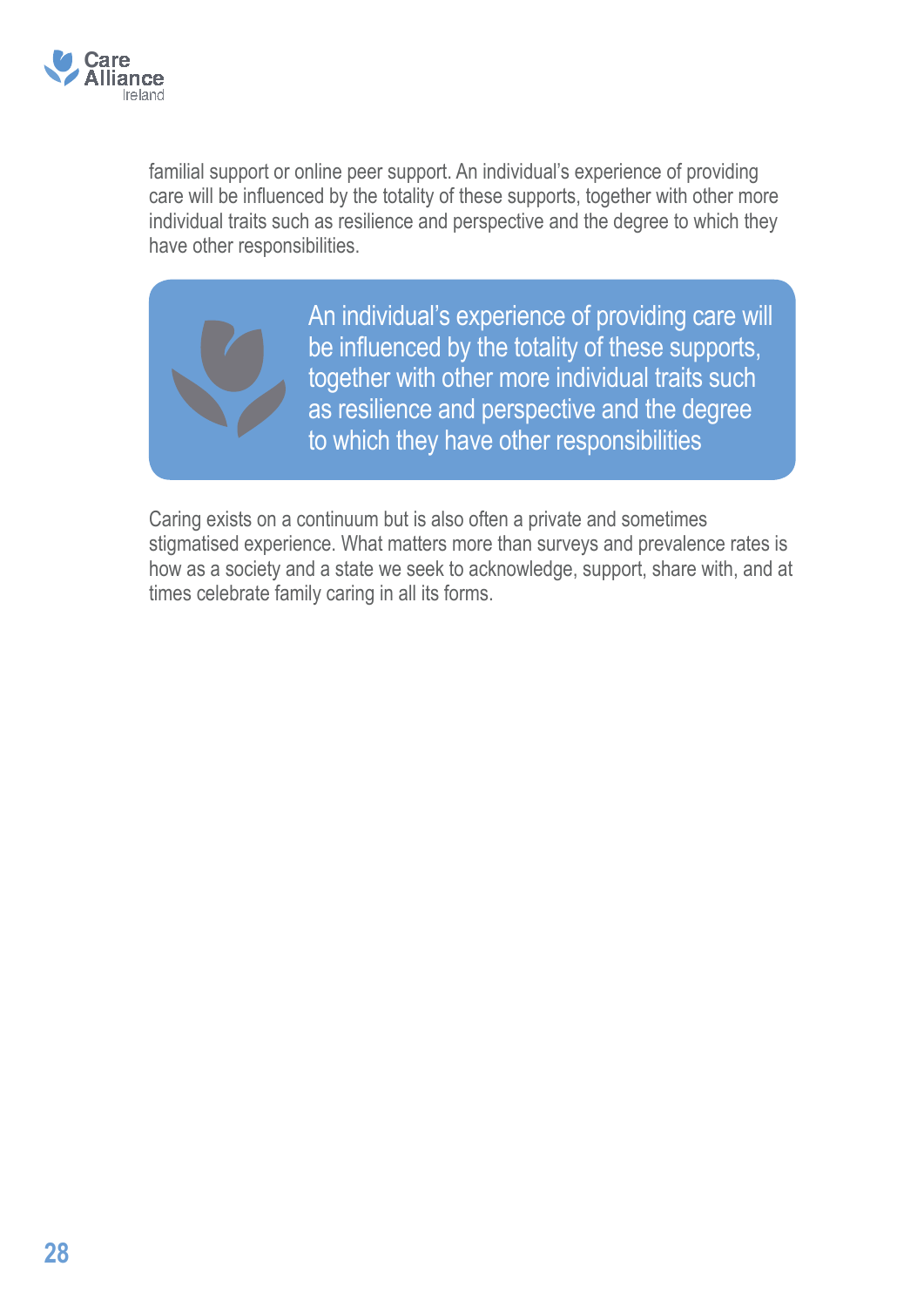familial support or online peer support. An individual's experience of providing care will be influenced by the totality of these supports, together with other more individual traits such as resilience and perspective and the degree to which they have other responsibilities.

> An individual's experience of providing care will be influenced by the totality of these supports, together with other more individual traits such as resilience and perspective and the degree to which they have other responsibilities

Caring exists on a continuum but is also often a private and sometimes stigmatised experience. What matters more than surveys and prevalence rates is how as a society and a state we seek to acknowledge, support, share with, and at times celebrate family caring in all its forms.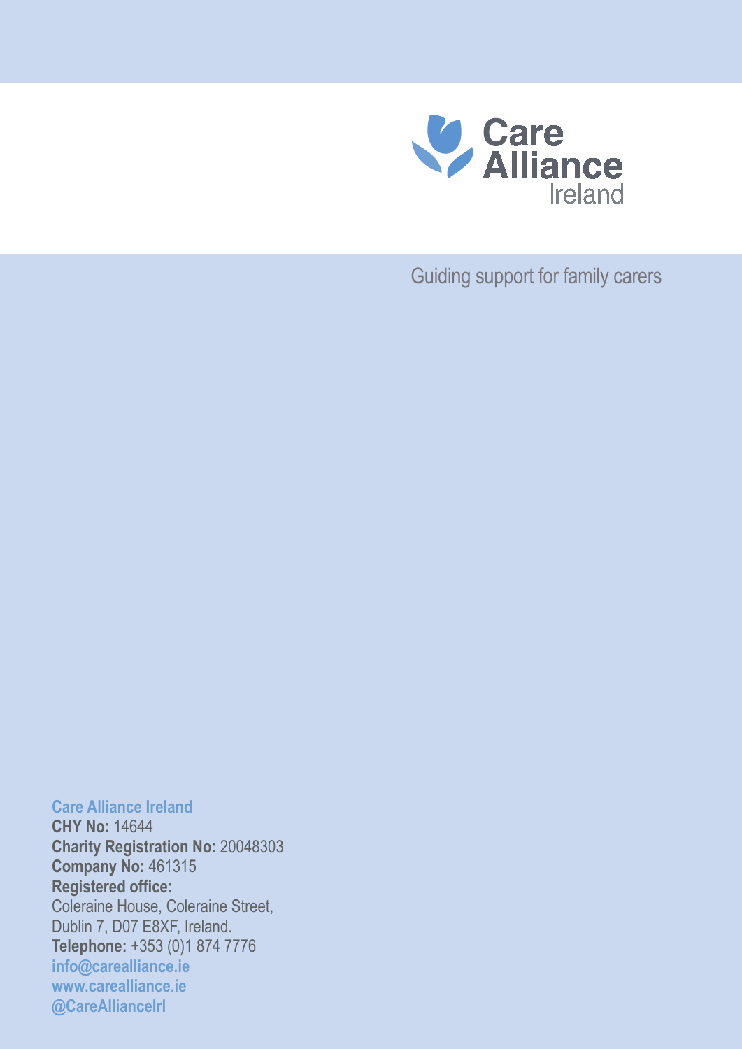Care Alliance Ireland

Guiding support for family carers

**Care Alliance Ireland**
**CHY No:** 14644
**Charity Registration No:** 20048303
**Company No:** 461315
**Registered office:**
Coleraine House, Coleraine Street,
Dublin 7, D07 E8XF, Ireland.
**Telephone:** +353 (0)1 874 7776
**info@carealliance.ie**
**www.carealliance.ie**
**@CareAllianceIrl**